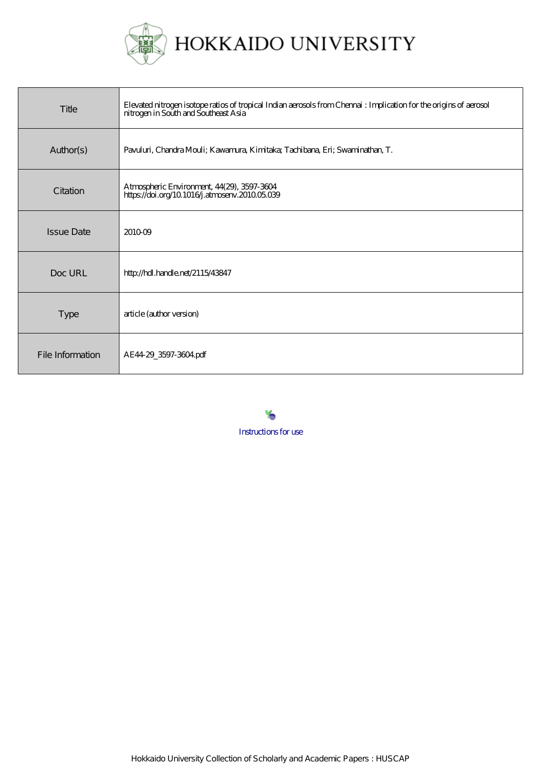# HOKKAIDO UNIVERSITY

| | |
|---|---|
| Title | Elevated nitrogen isotope ratios of tropical Indian aerosols from Chennai : Implication for the origins of aerosol nitrogen in South and Southeast Asia |
| Author(s) | Pavuluri, Chandra Mouli; Kawamura, Kimitaka; Tachibana, Eri; Swaminathan, T. |
| Citation | Atmospheric Environment, 44(29), 3597-3604<br>https://doi.org/10.1016/j.atmosenv.2010.05.039 |
| Issue Date | 2010-09 |
| Doc URL | http://hdl.handle.net/2115/43847 |
| Type | article (author version) |
| File Information | AE44-29_3597-3604.pdf |

Instructions for use

Hokkaido University Collection of Scholarly and Academic Papers : HUSCAP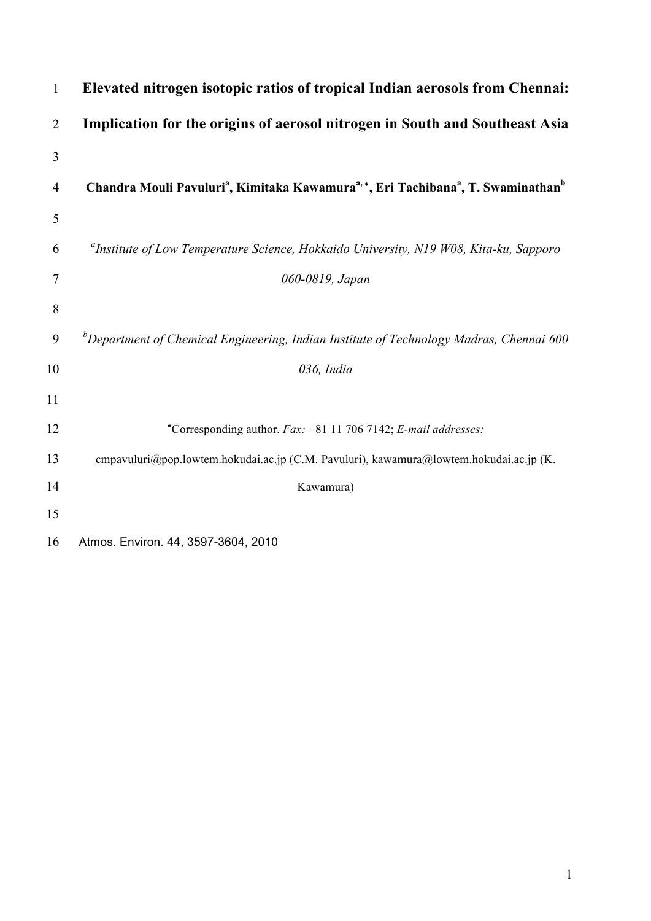# Elevated nitrogen isotopic ratios of tropical Indian aerosols from Chennai: Implication for the origins of aerosol nitrogen in South and Southeast Asia

**Chandra Mouli Pavuluri[a], Kimitaka Kawamura[a, *], Eri Tachibana[a], T. Swaminathan[b]**

[a]*Institute of Low Temperature Science, Hokkaido University, N19 W08, Kita-ku, Sapporo 060-0819, Japan*

[b]*Department of Chemical Engineering, Indian Institute of Technology Madras, Chennai 600 036, India*

*Corresponding author. *Fax:* +81 11 706 7142; *E-mail addresses:* cmpavuluri@pop.lowtem.hokudai.ac.jp (C.M. Pavuluri), kawamura@lowtem.hokudai.ac.jp (K. Kawamura)

Atmos. Environ. 44, 3597-3604, 2010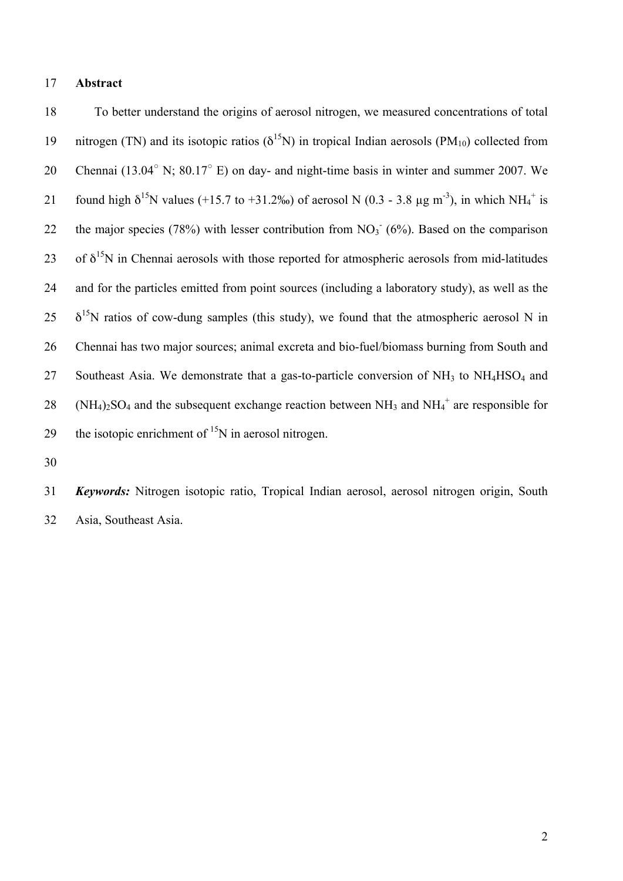## Abstract

To better understand the origins of aerosol nitrogen, we measured concentrations of total nitrogen (TN) and its isotopic ratios ($\delta^{15}N$) in tropical Indian aerosols ($PM_{10}$) collected from Chennai (13.04° N; 80.17° E) on day- and night-time basis in winter and summer 2007. We found high $\delta^{15}N$ values (+15.7 to +31.2‰) of aerosol N (0.3 - 3.8 μg $m^{-3}$), in which $NH_4^+$ is the major species (78%) with lesser contribution from $NO_3^-$ (6%). Based on the comparison of $\delta^{15}N$ in Chennai aerosols with those reported for atmospheric aerosols from mid-latitudes and for the particles emitted from point sources (including a laboratory study), as well as the $\delta^{15}N$ ratios of cow-dung samples (this study), we found that the atmospheric aerosol N in Chennai has two major sources; animal excreta and bio-fuel/biomass burning from South and Southeast Asia. We demonstrate that a gas-to-particle conversion of $NH_3$ to $NH_4HSO_4$ and $(NH_4)_2SO_4$ and the subsequent exchange reaction between $NH_3$ and $NH_4^+$ are responsible for the isotopic enrichment of $^{15}N$ in aerosol nitrogen.

***Keywords:*** Nitrogen isotopic ratio, Tropical Indian aerosol, aerosol nitrogen origin, South Asia, Southeast Asia.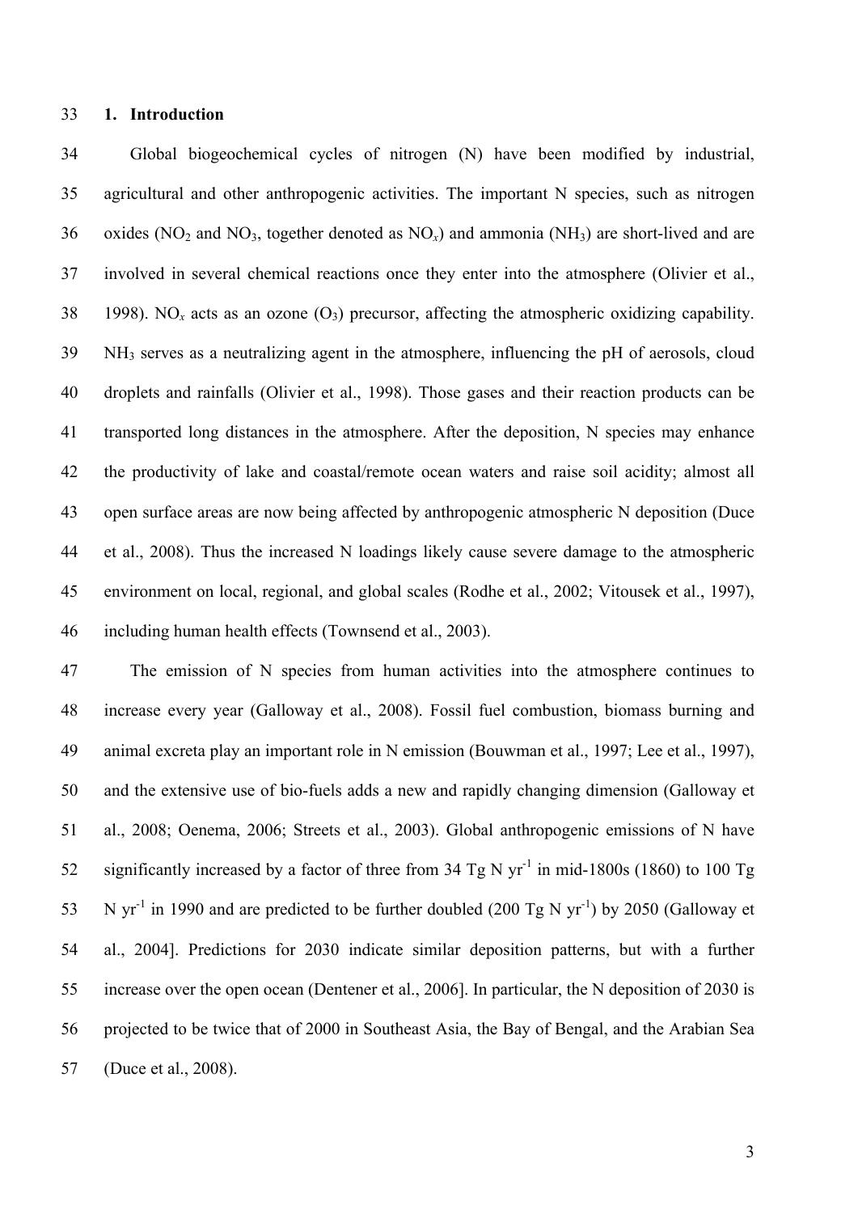## 1. Introduction

Global biogeochemical cycles of nitrogen (N) have been modified by industrial, agricultural and other anthropogenic activities. The important N species, such as nitrogen oxides ($NO_2$ and $NO_3$, together denoted as $NO_x$) and ammonia ($NH_3$) are short-lived and are involved in several chemical reactions once they enter into the atmosphere (Olivier et al., 1998). $NO_x$ acts as an ozone ($O_3$) precursor, affecting the atmospheric oxidizing capability. $NH_3$ serves as a neutralizing agent in the atmosphere, influencing the pH of aerosols, cloud droplets and rainfalls (Olivier et al., 1998). Those gases and their reaction products can be transported long distances in the atmosphere. After the deposition, N species may enhance the productivity of lake and coastal/remote ocean waters and raise soil acidity; almost all open surface areas are now being affected by anthropogenic atmospheric N deposition (Duce et al., 2008). Thus the increased N loadings likely cause severe damage to the atmospheric environment on local, regional, and global scales (Rodhe et al., 2002; Vitousek et al., 1997), including human health effects (Townsend et al., 2003).

The emission of N species from human activities into the atmosphere continues to increase every year (Galloway et al., 2008). Fossil fuel combustion, biomass burning and animal excreta play an important role in N emission (Bouwman et al., 1997; Lee et al., 1997), and the extensive use of bio-fuels adds a new and rapidly changing dimension (Galloway et al., 2008; Oenema, 2006; Streets et al., 2003). Global anthropogenic emissions of N have significantly increased by a factor of three from 34 Tg N $yr^{-1}$ in mid-1800s (1860) to 100 Tg N $yr^{-1}$ in 1990 and are predicted to be further doubled (200 Tg N $yr^{-1}$) by 2050 (Galloway et al., 2004]. Predictions for 2030 indicate similar deposition patterns, but with a further increase over the open ocean (Dentener et al., 2006]. In particular, the N deposition of 2030 is projected to be twice that of 2000 in Southeast Asia, the Bay of Bengal, and the Arabian Sea (Duce et al., 2008).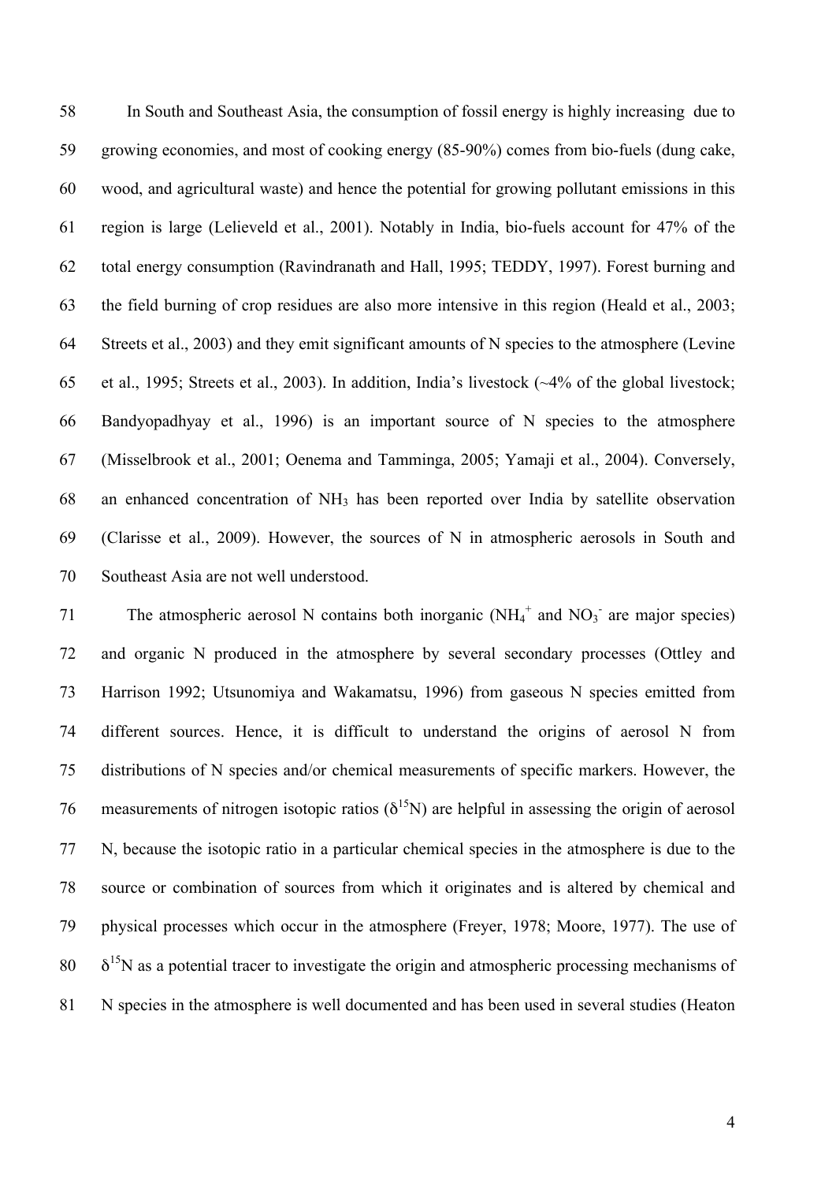In South and Southeast Asia, the consumption of fossil energy is highly increasing due to growing economies, and most of cooking energy (85-90%) comes from bio-fuels (dung cake, wood, and agricultural waste) and hence the potential for growing pollutant emissions in this region is large (Lelieveld et al., 2001). Notably in India, bio-fuels account for 47% of the total energy consumption (Ravindranath and Hall, 1995; TEDDY, 1997). Forest burning and the field burning of crop residues are also more intensive in this region (Heald et al., 2003; Streets et al., 2003) and they emit significant amounts of N species to the atmosphere (Levine et al., 1995; Streets et al., 2003). In addition, India's livestock (~4% of the global livestock; Bandyopadhyay et al., 1996) is an important source of N species to the atmosphere (Misselbrook et al., 2001; Oenema and Tamminga, 2005; Yamaji et al., 2004). Conversely, an enhanced concentration of $NH_3$ has been reported over India by satellite observation (Clarisse et al., 2009). However, the sources of N in atmospheric aerosols in South and Southeast Asia are not well understood.

The atmospheric aerosol N contains both inorganic ($NH_4^+$ and $NO_3^-$ are major species) and organic N produced in the atmosphere by several secondary processes (Ottley and Harrison 1992; Utsunomiya and Wakamatsu, 1996) from gaseous N species emitted from different sources. Hence, it is difficult to understand the origins of aerosol N from distributions of N species and/or chemical measurements of specific markers. However, the measurements of nitrogen isotopic ratios ($\delta^{15}N$) are helpful in assessing the origin of aerosol N, because the isotopic ratio in a particular chemical species in the atmosphere is due to the source or combination of sources from which it originates and is altered by chemical and physical processes which occur in the atmosphere (Freyer, 1978; Moore, 1977). The use of $\delta^{15}N$ as a potential tracer to investigate the origin and atmospheric processing mechanisms of N species in the atmosphere is well documented and has been used in several studies (Heaton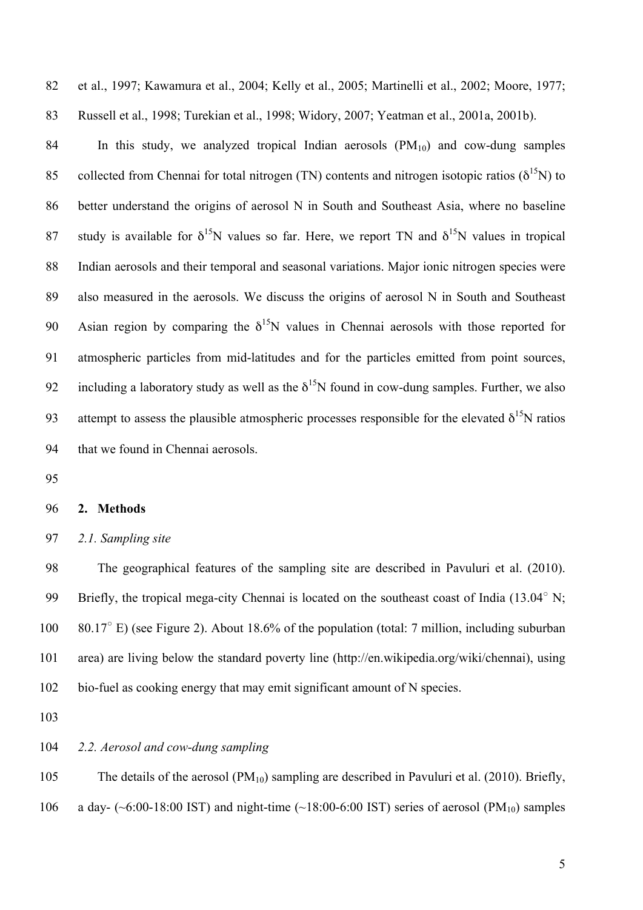et al., 1997; Kawamura et al., 2004; Kelly et al., 2005; Martinelli et al., 2002; Moore, 1977; Russell et al., 1998; Turekian et al., 1998; Widory, 2007; Yeatman et al., 2001a, 2001b).

In this study, we analyzed tropical Indian aerosols ($PM_{10}$) and cow-dung samples collected from Chennai for total nitrogen (TN) contents and nitrogen isotopic ratios ($\delta^{15}N$) to better understand the origins of aerosol N in South and Southeast Asia, where no baseline study is available for $\delta^{15}N$ values so far. Here, we report TN and $\delta^{15}N$ values in tropical Indian aerosols and their temporal and seasonal variations. Major ionic nitrogen species were also measured in the aerosols. We discuss the origins of aerosol N in South and Southeast Asian region by comparing the $\delta^{15}N$ values in Chennai aerosols with those reported for atmospheric particles from mid-latitudes and for the particles emitted from point sources, including a laboratory study as well as the $\delta^{15}N$ found in cow-dung samples. Further, we also attempt to assess the plausible atmospheric processes responsible for the elevated $\delta^{15}N$ ratios that we found in Chennai aerosols.

## 2. Methods

### *2.1. Sampling site*

The geographical features of the sampling site are described in Pavuluri et al. (2010). Briefly, the tropical mega-city Chennai is located on the southeast coast of India (13.04° N; 80.17° E) (see Figure 2). About 18.6% of the population (total: 7 million, including suburban area) are living below the standard poverty line (http://en.wikipedia.org/wiki/chennai), using bio-fuel as cooking energy that may emit significant amount of N species.

### *2.2. Aerosol and cow-dung sampling*

The details of the aerosol ($PM_{10}$) sampling are described in Pavuluri et al. (2010). Briefly, a day- (~6:00-18:00 IST) and night-time (~18:00-6:00 IST) series of aerosol ($PM_{10}$) samples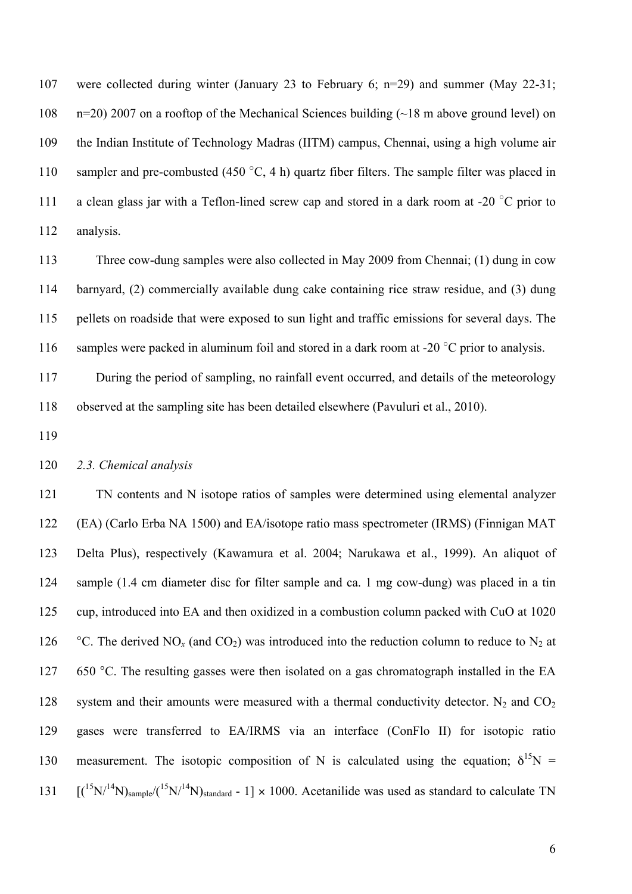were collected during winter (January 23 to February 6; n=29) and summer (May 22-31; n=20) 2007 on a rooftop of the Mechanical Sciences building (~18 m above ground level) on the Indian Institute of Technology Madras (IITM) campus, Chennai, using a high volume air sampler and pre-combusted (450 °C, 4 h) quartz fiber filters. The sample filter was placed in a clean glass jar with a Teflon-lined screw cap and stored in a dark room at -20 °C prior to analysis.

Three cow-dung samples were also collected in May 2009 from Chennai; (1) dung in cow barnyard, (2) commercially available dung cake containing rice straw residue, and (3) dung pellets on roadside that were exposed to sun light and traffic emissions for several days. The samples were packed in aluminum foil and stored in a dark room at -20 °C prior to analysis.

During the period of sampling, no rainfall event occurred, and details of the meteorology observed at the sampling site has been detailed elsewhere (Pavuluri et al., 2010).

### *2.3. Chemical analysis*

TN contents and N isotope ratios of samples were determined using elemental analyzer (EA) (Carlo Erba NA 1500) and EA/isotope ratio mass spectrometer (IRMS) (Finnigan MAT Delta Plus), respectively (Kawamura et al. 2004; Narukawa et al., 1999). An aliquot of sample (1.4 cm diameter disc for filter sample and ca. 1 mg cow-dung) was placed in a tin cup, introduced into EA and then oxidized in a combustion column packed with CuO at 1020 °C. The derived $NO_x$ (and $CO_2$) was introduced into the reduction column to reduce to $N_2$ at 650 °C. The resulting gasses were then isolated on a gas chromatograph installed in the EA system and their amounts were measured with a thermal conductivity detector. $N_2$ and $CO_2$ gases were transferred to EA/IRMS via an interface (ConFlo II) for isotopic ratio measurement. The isotopic composition of N is calculated using the equation; $\delta^{15}N = [(^{15}N/^{14}N)_{sample}/(^{15}N/^{14}N)_{standard} - 1] \times 1000$. Acetanilide was used as standard to calculate TN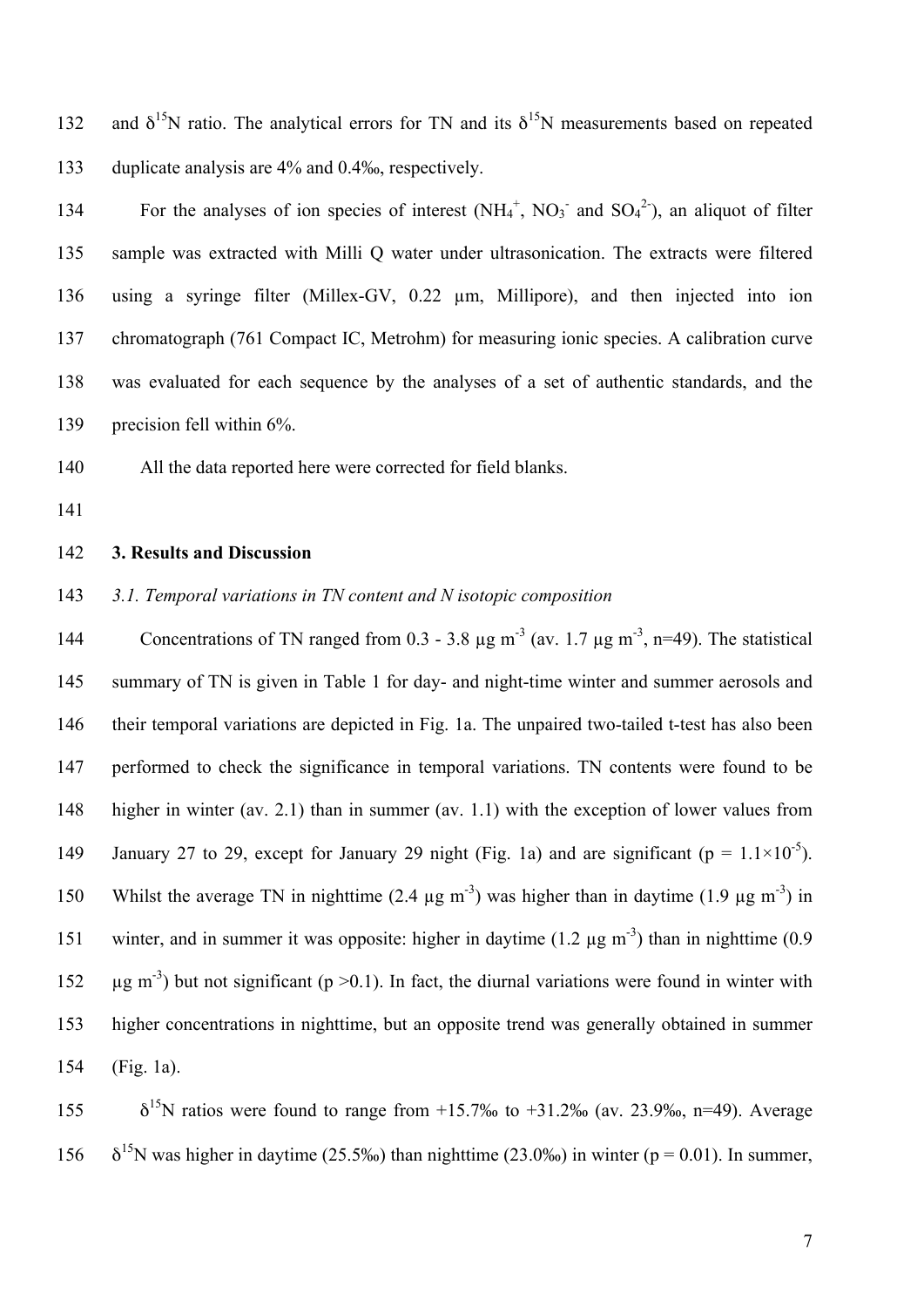and $\delta^{15}N$ ratio. The analytical errors for TN and its $\delta^{15}N$ measurements based on repeated duplicate analysis are 4% and 0.4‰, respectively.

For the analyses of ion species of interest ($NH_4^+$, $NO_3^-$ and $SO_4^{2-}$), an aliquot of filter sample was extracted with Milli Q water under ultrasonication. The extracts were filtered using a syringe filter (Millex-GV, 0.22 µm, Millipore), and then injected into ion chromatograph (761 Compact IC, Metrohm) for measuring ionic species. A calibration curve was evaluated for each sequence by the analyses of a set of authentic standards, and the precision fell within 6%.

All the data reported here were corrected for field blanks.

## 3. Results and Discussion

### *3.1. Temporal variations in TN content and N isotopic composition*

Concentrations of TN ranged from 0.3 - 3.8 µg m$^{-3}$ (av. 1.7 µg m$^{-3}$, n=49). The statistical summary of TN is given in Table 1 for day- and night-time winter and summer aerosols and their temporal variations are depicted in Fig. 1a. The unpaired two-tailed t-test has also been performed to check the significance in temporal variations. TN contents were found to be higher in winter (av. 2.1) than in summer (av. 1.1) with the exception of lower values from January 27 to 29, except for January 29 night (Fig. 1a) and are significant ($p = 1.1\times10^{-5}$). Whilst the average TN in nighttime (2.4 µg m$^{-3}$) was higher than in daytime (1.9 µg m$^{-3}$) in winter, and in summer it was opposite: higher in daytime (1.2 µg m$^{-3}$) than in nighttime (0.9 µg m$^{-3}$) but not significant ($p > 0.1$). In fact, the diurnal variations were found in winter with higher concentrations in nighttime, but an opposite trend was generally obtained in summer (Fig. 1a).

$\delta^{15}N$ ratios were found to range from +15.7‰ to +31.2‰ (av. 23.9‰, n=49). Average $\delta^{15}N$ was higher in daytime (25.5‰) than nighttime (23.0‰) in winter ($p = 0.01$). In summer,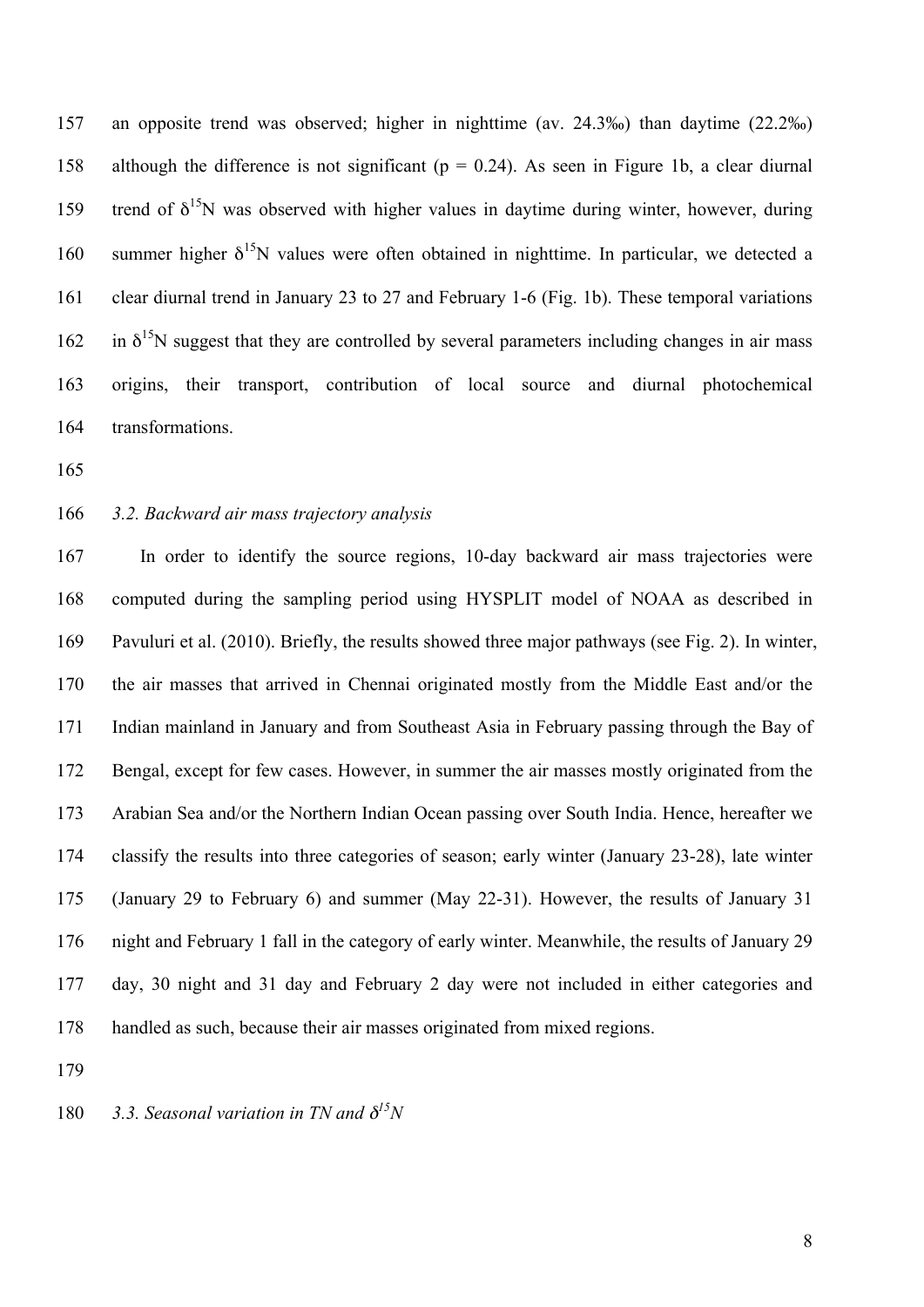an opposite trend was observed; higher in nighttime (av. 24.3‰) than daytime (22.2‰) although the difference is not significant ($p = 0.24$). As seen in Figure 1b, a clear diurnal trend of $\delta^{15}N$ was observed with higher values in daytime during winter, however, during summer higher $\delta^{15}N$ values were often obtained in nighttime. In particular, we detected a clear diurnal trend in January 23 to 27 and February 1-6 (Fig. 1b). These temporal variations in $\delta^{15}N$ suggest that they are controlled by several parameters including changes in air mass origins, their transport, contribution of local source and diurnal photochemical transformations.

### *3.2. Backward air mass trajectory analysis*

In order to identify the source regions, 10-day backward air mass trajectories were computed during the sampling period using HYSPLIT model of NOAA as described in Pavuluri et al. (2010). Briefly, the results showed three major pathways (see Fig. 2). In winter, the air masses that arrived in Chennai originated mostly from the Middle East and/or the Indian mainland in January and from Southeast Asia in February passing through the Bay of Bengal, except for few cases. However, in summer the air masses mostly originated from the Arabian Sea and/or the Northern Indian Ocean passing over South India. Hence, hereafter we classify the results into three categories of season; early winter (January 23-28), late winter (January 29 to February 6) and summer (May 22-31). However, the results of January 31 night and February 1 fall in the category of early winter. Meanwhile, the results of January 29 day, 30 night and 31 day and February 2 day were not included in either categories and handled as such, because their air masses originated from mixed regions.

### *3.3. Seasonal variation in TN and $\delta^{15}N$*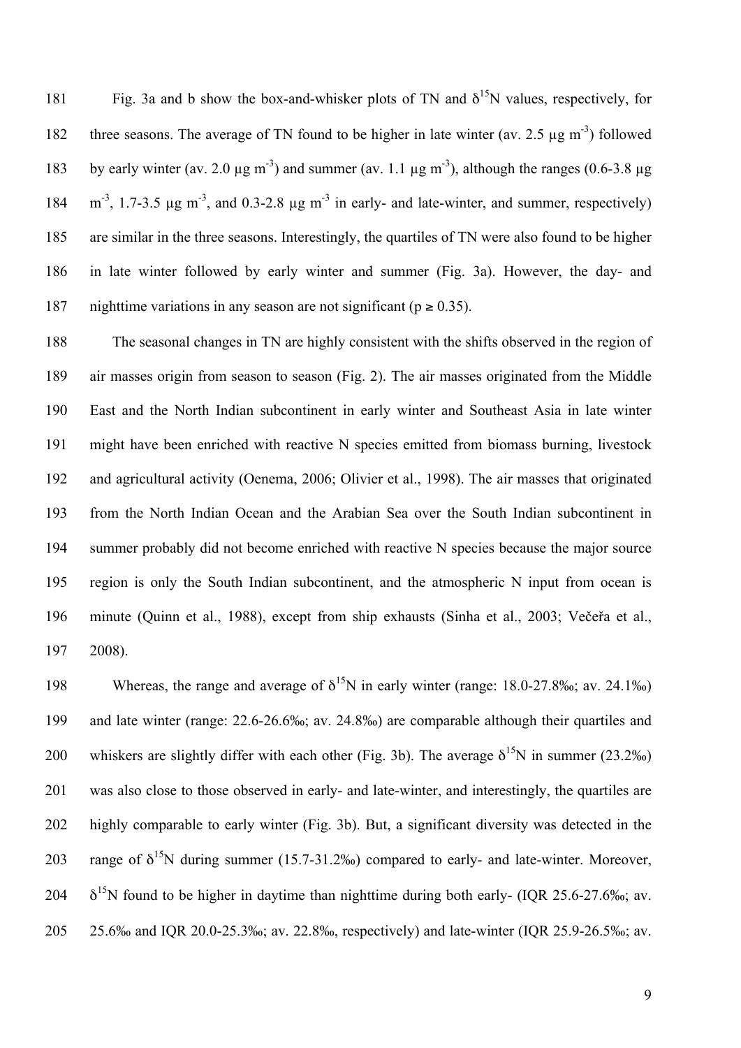Fig. 3a and b show the box-and-whisker plots of TN and $\delta^{15}N$ values, respectively, for three seasons. The average of TN found to be higher in late winter (av. 2.5 μg $m^{-3}$) followed by early winter (av. 2.0 μg $m^{-3}$) and summer (av. 1.1 μg $m^{-3}$), although the ranges (0.6-3.8 μg $m^{-3}$, 1.7-3.5 μg $m^{-3}$, and 0.3-2.8 μg $m^{-3}$ in early- and late-winter, and summer, respectively) are similar in the three seasons. Interestingly, the quartiles of TN were also found to be higher in late winter followed by early winter and summer (Fig. 3a). However, the day- and nighttime variations in any season are not significant ($p \geq 0.35$).

The seasonal changes in TN are highly consistent with the shifts observed in the region of air masses origin from season to season (Fig. 2). The air masses originated from the Middle East and the North Indian subcontinent in early winter and Southeast Asia in late winter might have been enriched with reactive N species emitted from biomass burning, livestock and agricultural activity (Oenema, 2006; Olivier et al., 1998). The air masses that originated from the North Indian Ocean and the Arabian Sea over the South Indian subcontinent in summer probably did not become enriched with reactive N species because the major source region is only the South Indian subcontinent, and the atmospheric N input from ocean is minute (Quinn et al., 1988), except from ship exhausts (Sinha et al., 2003; Večeřa et al., 2008).

Whereas, the range and average of $\delta^{15}N$ in early winter (range: 18.0-27.8‰; av. 24.1‰) and late winter (range: 22.6-26.6‰; av. 24.8‰) are comparable although their quartiles and whiskers are slightly differ with each other (Fig. 3b). The average $\delta^{15}N$ in summer (23.2‰) was also close to those observed in early- and late-winter, and interestingly, the quartiles are highly comparable to early winter (Fig. 3b). But, a significant diversity was detected in the range of $\delta^{15}N$ during summer (15.7-31.2‰) compared to early- and late-winter. Moreover, $\delta^{15}N$ found to be higher in daytime than nighttime during both early- (IQR 25.6-27.6‰; av. 25.6‰ and IQR 20.0-25.3‰; av. 22.8‰, respectively) and late-winter (IQR 25.9-26.5‰; av.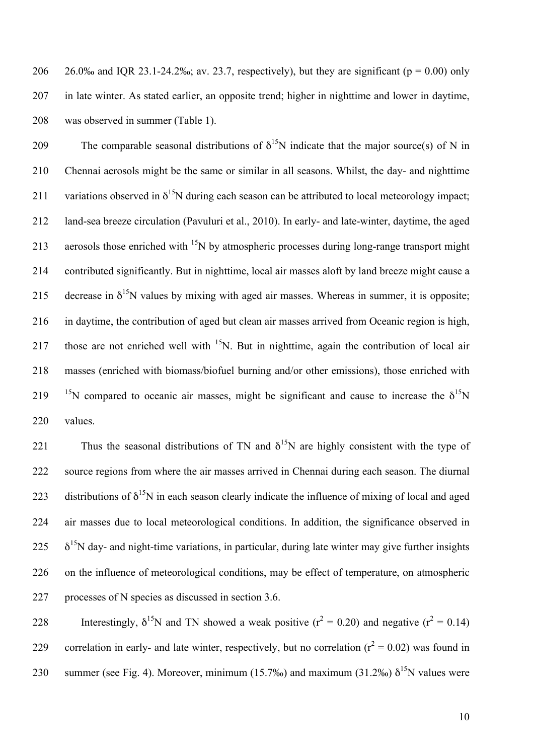26.0‰ and IQR 23.1-24.2‰; av. 23.7, respectively), but they are significant ($p = 0.00$) only in late winter. As stated earlier, an opposite trend; higher in nighttime and lower in daytime, was observed in summer (Table 1).

The comparable seasonal distributions of $\delta^{15}N$ indicate that the major source(s) of N in Chennai aerosols might be the same or similar in all seasons. Whilst, the day- and nighttime variations observed in $\delta^{15}N$ during each season can be attributed to local meteorology impact; land-sea breeze circulation (Pavuluri et al., 2010). In early- and late-winter, daytime, the aged aerosols those enriched with $^{15}N$ by atmospheric processes during long-range transport might contributed significantly. But in nighttime, local air masses aloft by land breeze might cause a decrease in $\delta^{15}N$ values by mixing with aged air masses. Whereas in summer, it is opposite; in daytime, the contribution of aged but clean air masses arrived from Oceanic region is high, those are not enriched well with $^{15}N$. But in nighttime, again the contribution of local air masses (enriched with biomass/biofuel burning and/or other emissions), those enriched with $^{15}N$ compared to oceanic air masses, might be significant and cause to increase the $\delta^{15}N$ values.

Thus the seasonal distributions of TN and $\delta^{15}N$ are highly consistent with the type of source regions from where the air masses arrived in Chennai during each season. The diurnal distributions of $\delta^{15}N$ in each season clearly indicate the influence of mixing of local and aged air masses due to local meteorological conditions. In addition, the significance observed in $\delta^{15}N$ day- and night-time variations, in particular, during late winter may give further insights on the influence of meteorological conditions, may be effect of temperature, on atmospheric processes of N species as discussed in section 3.6.

Interestingly, $\delta^{15}N$ and TN showed a weak positive ($r^2 = 0.20$) and negative ($r^2 = 0.14$) correlation in early- and late winter, respectively, but no correlation ($r^2 = 0.02$) was found in summer (see Fig. 4). Moreover, minimum (15.7‰) and maximum (31.2‰) $\delta^{15}N$ values were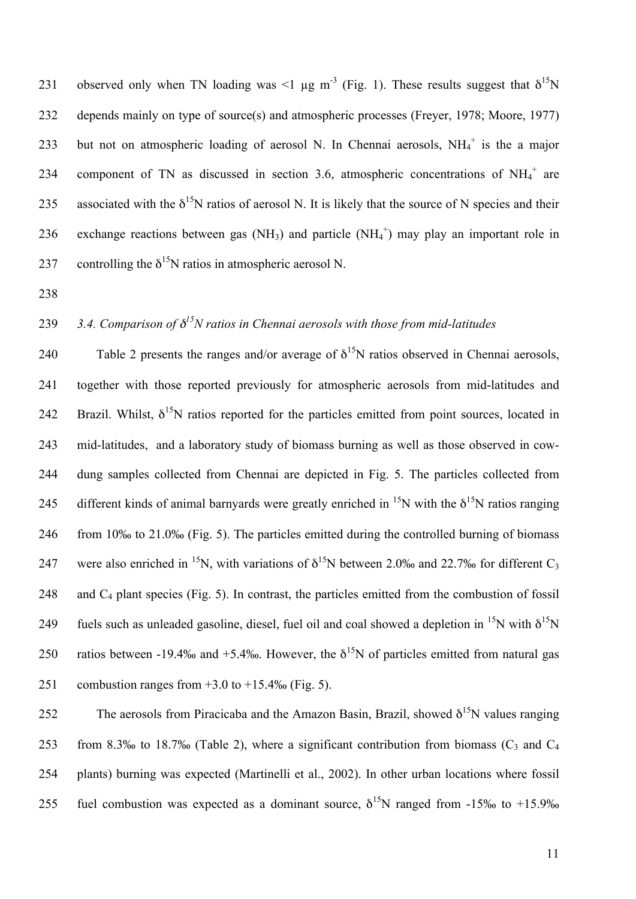observed only when TN loading was <1 μg $m^{-3}$ (Fig. 1). These results suggest that $\delta^{15}N$ depends mainly on type of source(s) and atmospheric processes (Freyer, 1978; Moore, 1977) but not on atmospheric loading of aerosol N. In Chennai aerosols, $NH_4^+$ is the a major component of TN as discussed in section 3.6, atmospheric concentrations of $NH_4^+$ are associated with the $\delta^{15}N$ ratios of aerosol N. It is likely that the source of N species and their exchange reactions between gas ($NH_3$) and particle ($NH_4^+$) may play an important role in controlling the $\delta^{15}N$ ratios in atmospheric aerosol N.

### *3.4. Comparison of $\delta^{15}N$ ratios in Chennai aerosols with those from mid-latitudes*

Table 2 presents the ranges and/or average of $\delta^{15}N$ ratios observed in Chennai aerosols, together with those reported previously for atmospheric aerosols from mid-latitudes and Brazil. Whilst, $\delta^{15}N$ ratios reported for the particles emitted from point sources, located in mid-latitudes, and a laboratory study of biomass burning as well as those observed in cow-dung samples collected from Chennai are depicted in Fig. 5. The particles collected from different kinds of animal barnyards were greatly enriched in $^{15}N$ with the $\delta^{15}N$ ratios ranging from 10‰ to 21.0‰ (Fig. 5). The particles emitted during the controlled burning of biomass were also enriched in $^{15}N$, with variations of $\delta^{15}N$ between 2.0‰ and 22.7‰ for different $C_3$ and $C_4$ plant species (Fig. 5). In contrast, the particles emitted from the combustion of fossil fuels such as unleaded gasoline, diesel, fuel oil and coal showed a depletion in $^{15}N$ with $\delta^{15}N$ ratios between -19.4‰ and +5.4‰. However, the $\delta^{15}N$ of particles emitted from natural gas combustion ranges from +3.0 to +15.4‰ (Fig. 5).

The aerosols from Piracicaba and the Amazon Basin, Brazil, showed $\delta^{15}N$ values ranging from 8.3‰ to 18.7‰ (Table 2), where a significant contribution from biomass ($C_3$ and $C_4$ plants) burning was expected (Martinelli et al., 2002). In other urban locations where fossil fuel combustion was expected as a dominant source, $\delta^{15}N$ ranged from -15‰ to +15.9‰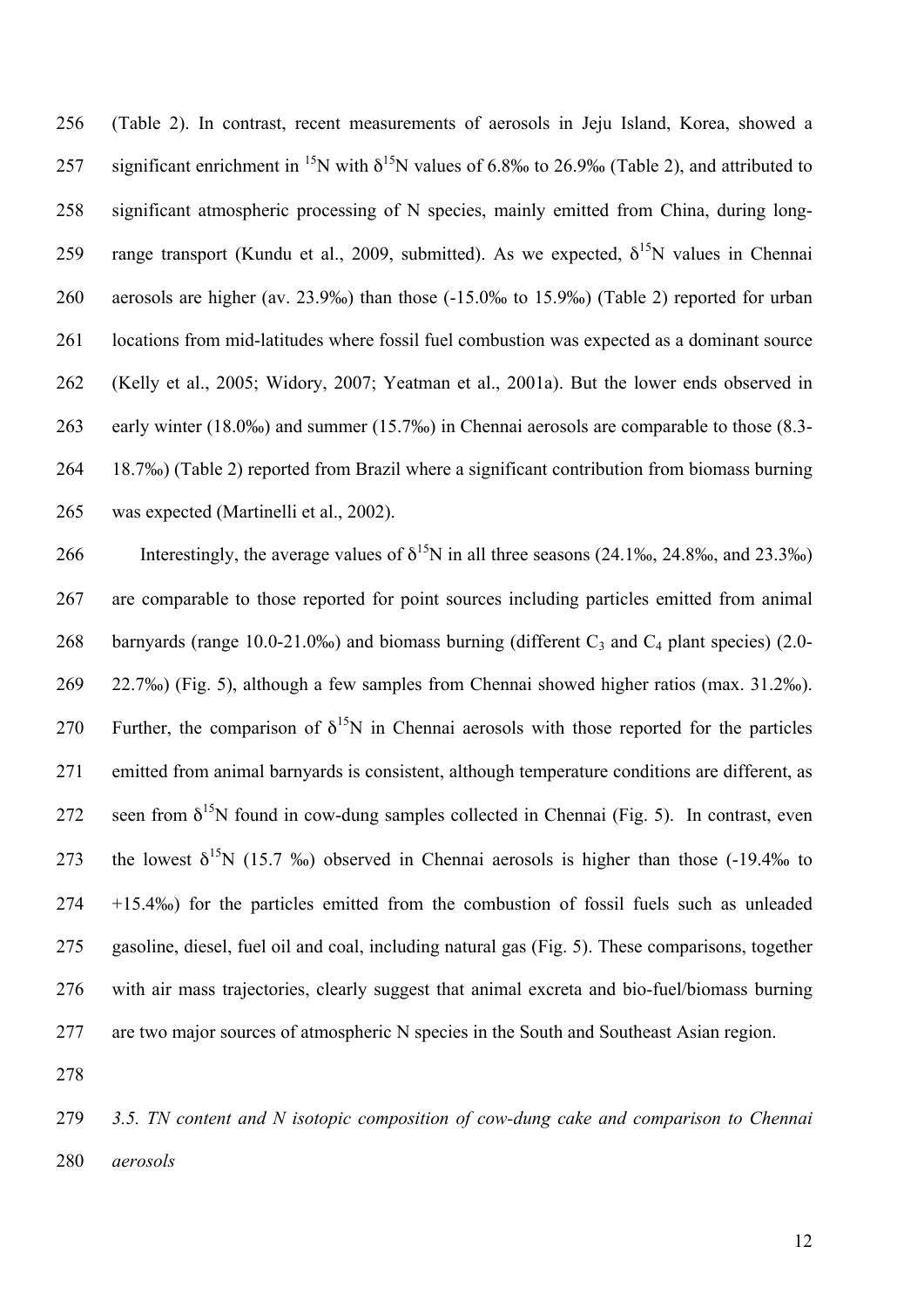(Table 2). In contrast, recent measurements of aerosols in Jeju Island, Korea, showed a significant enrichment in $^{15}N$ with $\delta^{15}N$ values of 6.8‰ to 26.9‰ (Table 2), and attributed to significant atmospheric processing of N species, mainly emitted from China, during long-range transport (Kundu et al., 2009, submitted). As we expected, $\delta^{15}N$ values in Chennai aerosols are higher (av. 23.9‰) than those (-15.0‰ to 15.9‰) (Table 2) reported for urban locations from mid-latitudes where fossil fuel combustion was expected as a dominant source (Kelly et al., 2005; Widory, 2007; Yeatman et al., 2001a). But the lower ends observed in early winter (18.0‰) and summer (15.7‰) in Chennai aerosols are comparable to those (8.3-18.7‰) (Table 2) reported from Brazil where a significant contribution from biomass burning was expected (Martinelli et al., 2002).

Interestingly, the average values of $\delta^{15}N$ in all three seasons (24.1‰, 24.8‰, and 23.3‰) are comparable to those reported for point sources including particles emitted from animal barnyards (range 10.0-21.0‰) and biomass burning (different $C_3$ and $C_4$ plant species) (2.0-22.7‰) (Fig. 5), although a few samples from Chennai showed higher ratios (max. 31.2‰). Further, the comparison of $\delta^{15}N$ in Chennai aerosols with those reported for the particles emitted from animal barnyards is consistent, although temperature conditions are different, as seen from $\delta^{15}N$ found in cow-dung samples collected in Chennai (Fig. 5). In contrast, even the lowest $\delta^{15}N$ (15.7 ‰) observed in Chennai aerosols is higher than those (-19.4‰ to +15.4‰) for the particles emitted from the combustion of fossil fuels such as unleaded gasoline, diesel, fuel oil and coal, including natural gas (Fig. 5). These comparisons, together with air mass trajectories, clearly suggest that animal excreta and bio-fuel/biomass burning are two major sources of atmospheric N species in the South and Southeast Asian region.

### *3.5. TN content and N isotopic composition of cow-dung cake and comparison to Chennai aerosols*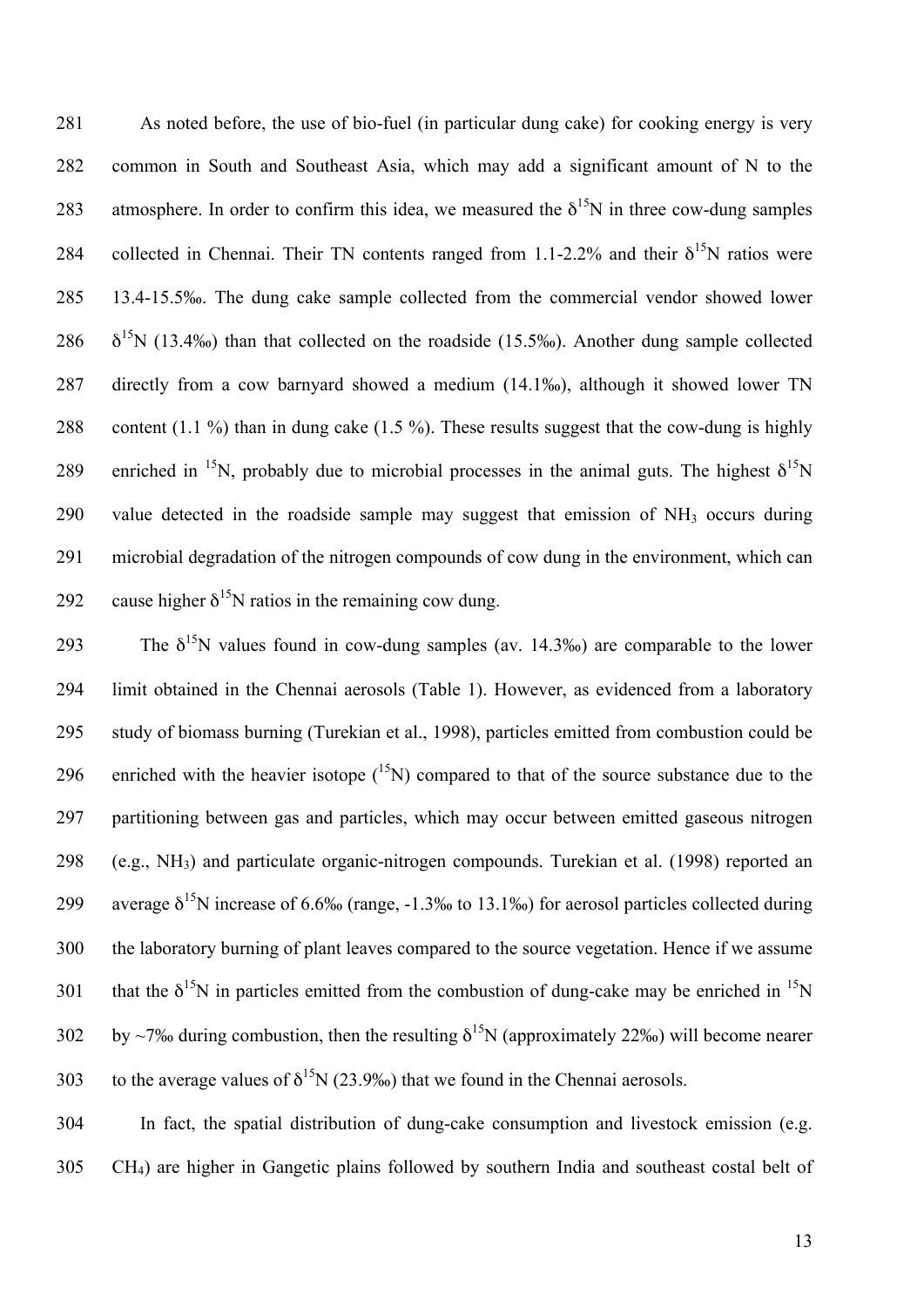As noted before, the use of bio-fuel (in particular dung cake) for cooking energy is very common in South and Southeast Asia, which may add a significant amount of N to the atmosphere. In order to confirm this idea, we measured the $\delta^{15}N$ in three cow-dung samples collected in Chennai. Their TN contents ranged from 1.1-2.2% and their $\delta^{15}N$ ratios were 13.4-15.5‰. The dung cake sample collected from the commercial vendor showed lower $\delta^{15}N$ (13.4‰) than that collected on the roadside (15.5‰). Another dung sample collected directly from a cow barnyard showed a medium (14.1‰), although it showed lower TN content (1.1 %) than in dung cake (1.5 %). These results suggest that the cow-dung is highly enriched in $^{15}N$, probably due to microbial processes in the animal guts. The highest $\delta^{15}N$ value detected in the roadside sample may suggest that emission of $NH_3$ occurs during microbial degradation of the nitrogen compounds of cow dung in the environment, which can cause higher $\delta^{15}N$ ratios in the remaining cow dung.

The $\delta^{15}N$ values found in cow-dung samples (av. 14.3‰) are comparable to the lower limit obtained in the Chennai aerosols (Table 1). However, as evidenced from a laboratory study of biomass burning (Turekian et al., 1998), particles emitted from combustion could be enriched with the heavier isotope ($^{15}N$) compared to that of the source substance due to the partitioning between gas and particles, which may occur between emitted gaseous nitrogen (e.g., $NH_3$) and particulate organic-nitrogen compounds. Turekian et al. (1998) reported an average $\delta^{15}N$ increase of 6.6‰ (range, -1.3‰ to 13.1‰) for aerosol particles collected during the laboratory burning of plant leaves compared to the source vegetation. Hence if we assume that the $\delta^{15}N$ in particles emitted from the combustion of dung-cake may be enriched in $^{15}N$ by ~7‰ during combustion, then the resulting $\delta^{15}N$ (approximately 22‰) will become nearer to the average values of $\delta^{15}N$ (23.9‰) that we found in the Chennai aerosols.

In fact, the spatial distribution of dung-cake consumption and livestock emission (e.g. $CH_4$) are higher in Gangetic plains followed by southern India and southeast costal belt of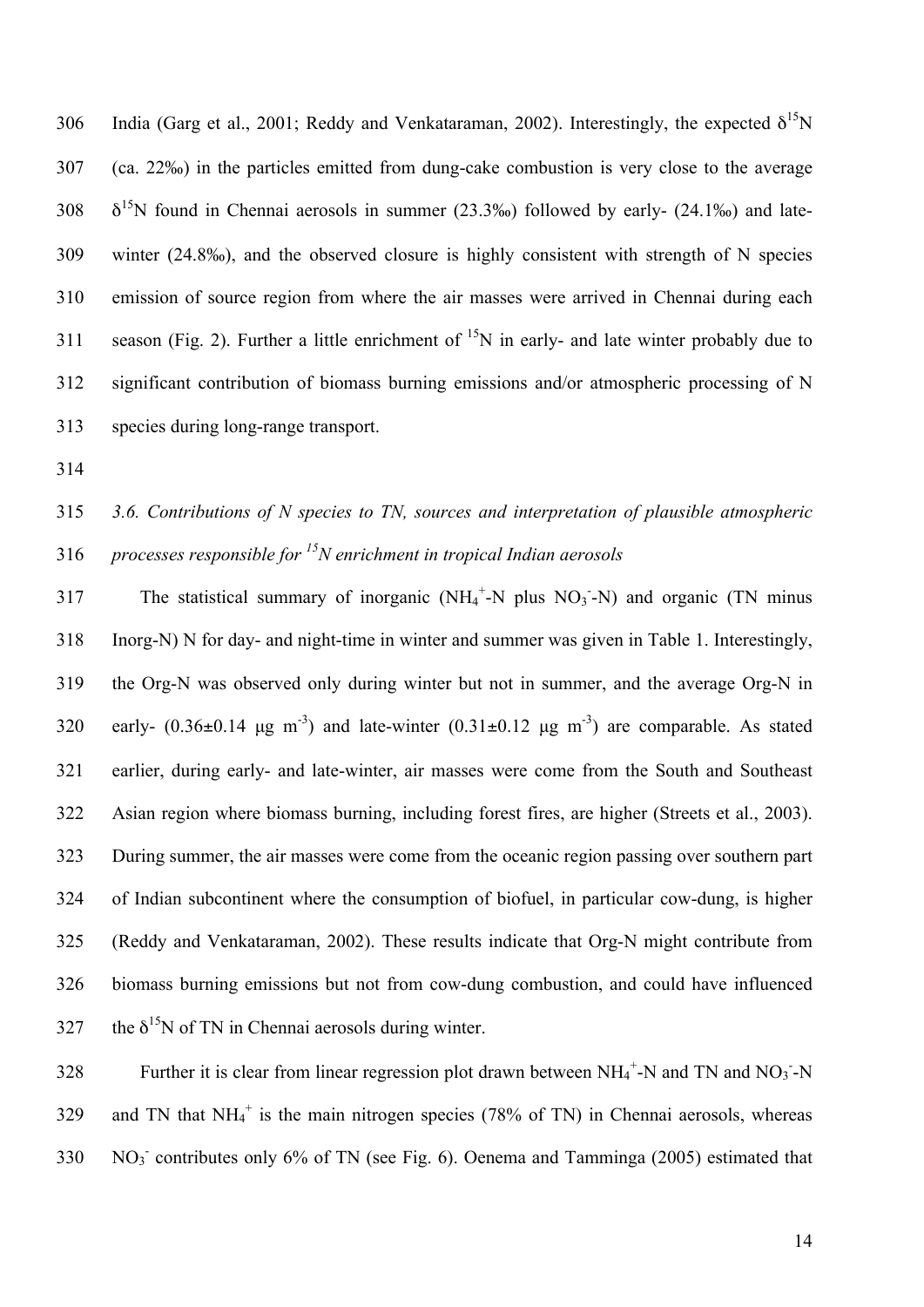India (Garg et al., 2001; Reddy and Venkataraman, 2002). Interestingly, the expected $\delta^{15}N$ (ca. 22‰) in the particles emitted from dung-cake combustion is very close to the average $\delta^{15}N$ found in Chennai aerosols in summer (23.3‰) followed by early- (24.1‰) and late-winter (24.8‰), and the observed closure is highly consistent with strength of N species emission of source region from where the air masses were arrived in Chennai during each season (Fig. 2). Further a little enrichment of $^{15}N$ in early- and late winter probably due to significant contribution of biomass burning emissions and/or atmospheric processing of N species during long-range transport.

### *3.6. Contributions of N species to TN, sources and interpretation of plausible atmospheric processes responsible for $^{15}N$ enrichment in tropical Indian aerosols*

The statistical summary of inorganic ($NH_4^+$-N plus $NO_3^-$-N) and organic (TN minus Inorg-N) N for day- and night-time in winter and summer was given in Table 1. Interestingly, the Org-N was observed only during winter but not in summer, and the average Org-N in early- (0.36±0.14 μg m$^{-3}$) and late-winter (0.31±0.12 μg m$^{-3}$) are comparable. As stated earlier, during early- and late-winter, air masses were come from the South and Southeast Asian region where biomass burning, including forest fires, are higher (Streets et al., 2003). During summer, the air masses were come from the oceanic region passing over southern part of Indian subcontinent where the consumption of biofuel, in particular cow-dung, is higher (Reddy and Venkataraman, 2002). These results indicate that Org-N might contribute from biomass burning emissions but not from cow-dung combustion, and could have influenced the $\delta^{15}N$ of TN in Chennai aerosols during winter.

Further it is clear from linear regression plot drawn between $NH_4^+$-N and TN and $NO_3^-$-N and TN that $NH_4^+$ is the main nitrogen species (78% of TN) in Chennai aerosols, whereas $NO_3^-$ contributes only 6% of TN (see Fig. 6). Oenema and Tamminga (2005) estimated that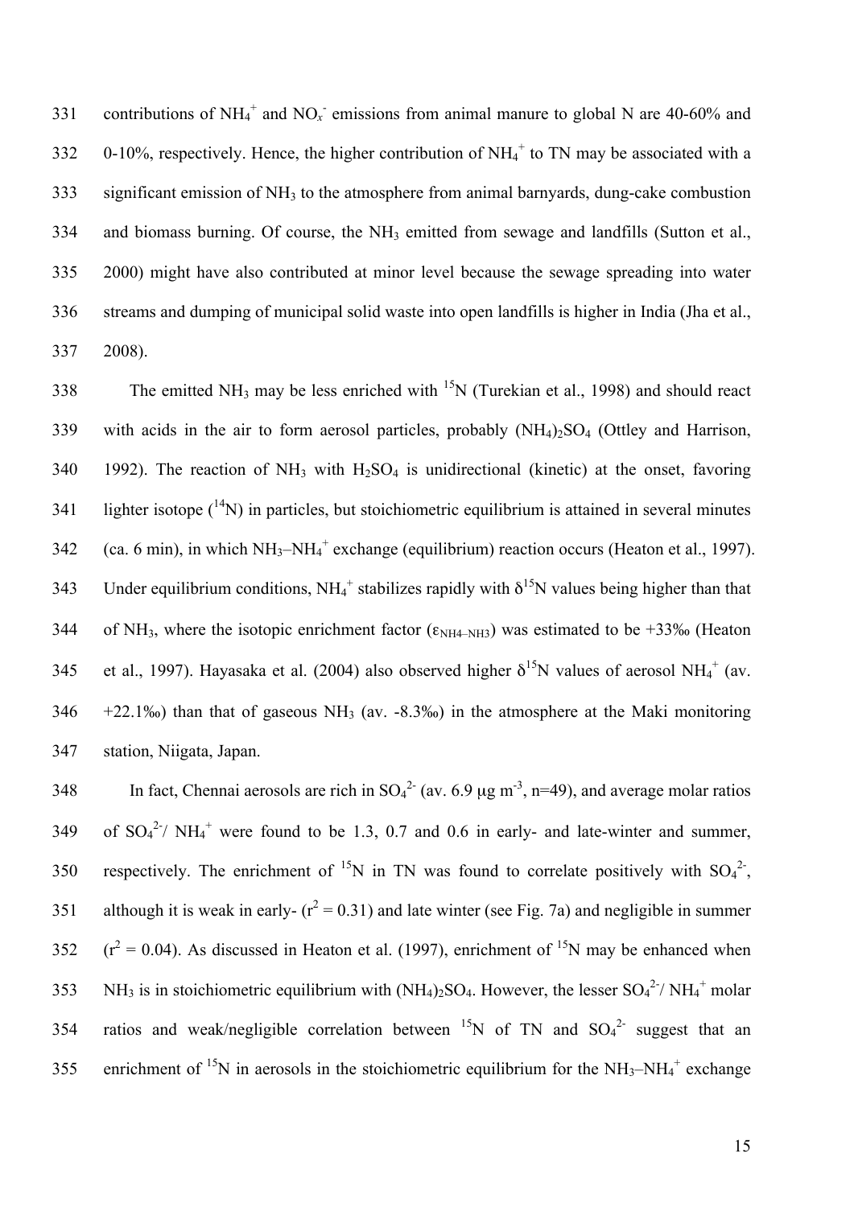contributions of $NH_4^+$ and $NO_x^-$ emissions from animal manure to global N are 40-60% and 0-10%, respectively. Hence, the higher contribution of $NH_4^+$ to TN may be associated with a significant emission of $NH_3$ to the atmosphere from animal barnyards, dung-cake combustion and biomass burning. Of course, the $NH_3$ emitted from sewage and landfills (Sutton et al., 2000) might have also contributed at minor level because the sewage spreading into water streams and dumping of municipal solid waste into open landfills is higher in India (Jha et al., 2008).

The emitted $NH_3$ may be less enriched with $^{15}N$ (Turekian et al., 1998) and should react with acids in the air to form aerosol particles, probably $(NH_4)_2SO_4$ (Ottley and Harrison, 1992). The reaction of $NH_3$ with $H_2SO_4$ is unidirectional (kinetic) at the onset, favoring lighter isotope ($^{14}N$) in particles, but stoichiometric equilibrium is attained in several minutes (ca. 6 min), in which $NH_3$–$NH_4^+$ exchange (equilibrium) reaction occurs (Heaton et al., 1997). Under equilibrium conditions, $NH_4^+$ stabilizes rapidly with $\delta^{15}N$ values being higher than that of $NH_3$, where the isotopic enrichment factor ($\varepsilon_{NH4–NH3}$) was estimated to be +33‰ (Heaton et al., 1997). Hayasaka et al. (2004) also observed higher $\delta^{15}N$ values of aerosol $NH_4^+$ (av. +22.1‰) than that of gaseous $NH_3$ (av. -8.3‰) in the atmosphere at the Maki monitoring station, Niigata, Japan.

In fact, Chennai aerosols are rich in $SO_4^{2-}$ (av. 6.9 μg m$^{-3}$, n=49), and average molar ratios of $SO_4^{2-}$/ $NH_4^+$ were found to be 1.3, 0.7 and 0.6 in early- and late-winter and summer, respectively. The enrichment of $^{15}N$ in TN was found to correlate positively with $SO_4^{2-}$, although it is weak in early- ($r^2$ = 0.31) and late winter (see Fig. 7a) and negligible in summer ($r^2$ = 0.04). As discussed in Heaton et al. (1997), enrichment of $^{15}N$ may be enhanced when $NH_3$ is in stoichiometric equilibrium with $(NH_4)_2SO_4$. However, the lesser $SO_4^{2-}$/ $NH_4^+$ molar ratios and weak/negligible correlation between $^{15}N$ of TN and $SO_4^{2-}$ suggest that an enrichment of $^{15}N$ in aerosols in the stoichiometric equilibrium for the $NH_3$–$NH_4^+$ exchange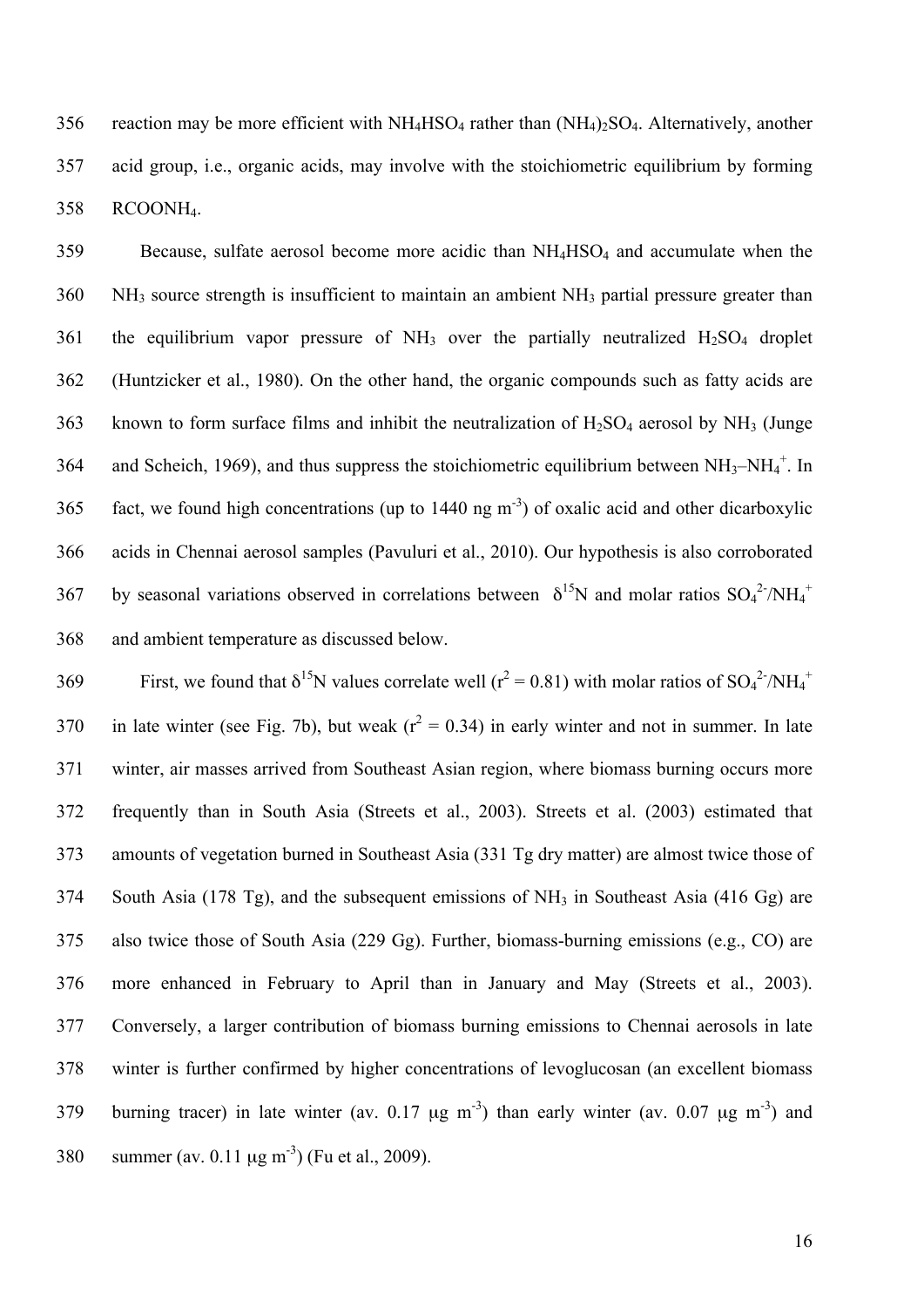reaction may be more efficient with $NH_4HSO_4$ rather than $(NH_4)_2SO_4$. Alternatively, another acid group, i.e., organic acids, may involve with the stoichiometric equilibrium by forming $RCOONH_4$.

Because, sulfate aerosol become more acidic than $NH_4HSO_4$ and accumulate when the $NH_3$ source strength is insufficient to maintain an ambient $NH_3$ partial pressure greater than the equilibrium vapor pressure of $NH_3$ over the partially neutralized $H_2SO_4$ droplet (Huntzicker et al., 1980). On the other hand, the organic compounds such as fatty acids are known to form surface films and inhibit the neutralization of $H_2SO_4$ aerosol by $NH_3$ (Junge and Scheich, 1969), and thus suppress the stoichiometric equilibrium between $NH_3$–$NH_4^+$. In fact, we found high concentrations (up to 1440 ng $m^{-3}$) of oxalic acid and other dicarboxylic acids in Chennai aerosol samples (Pavuluri et al., 2010). Our hypothesis is also corroborated by seasonal variations observed in correlations between $\delta^{15}N$ and molar ratios $SO_4^{2-}/NH_4^+$ and ambient temperature as discussed below.

First, we found that $\delta^{15}N$ values correlate well ($r^2 = 0.81$) with molar ratios of $SO_4^{2-}/NH_4^+$ in late winter (see Fig. 7b), but weak ($r^2 = 0.34$) in early winter and not in summer. In late winter, air masses arrived from Southeast Asian region, where biomass burning occurs more frequently than in South Asia (Streets et al., 2003). Streets et al. (2003) estimated that amounts of vegetation burned in Southeast Asia (331 Tg dry matter) are almost twice those of South Asia (178 Tg), and the subsequent emissions of $NH_3$ in Southeast Asia (416 Gg) are also twice those of South Asia (229 Gg). Further, biomass-burning emissions (e.g., CO) are more enhanced in February to April than in January and May (Streets et al., 2003). Conversely, a larger contribution of biomass burning emissions to Chennai aerosols in late winter is further confirmed by higher concentrations of levoglucosan (an excellent biomass burning tracer) in late winter (av. 0.17 μg $m^{-3}$) than early winter (av. 0.07 μg $m^{-3}$) and summer (av. 0.11 μg $m^{-3}$) (Fu et al., 2009).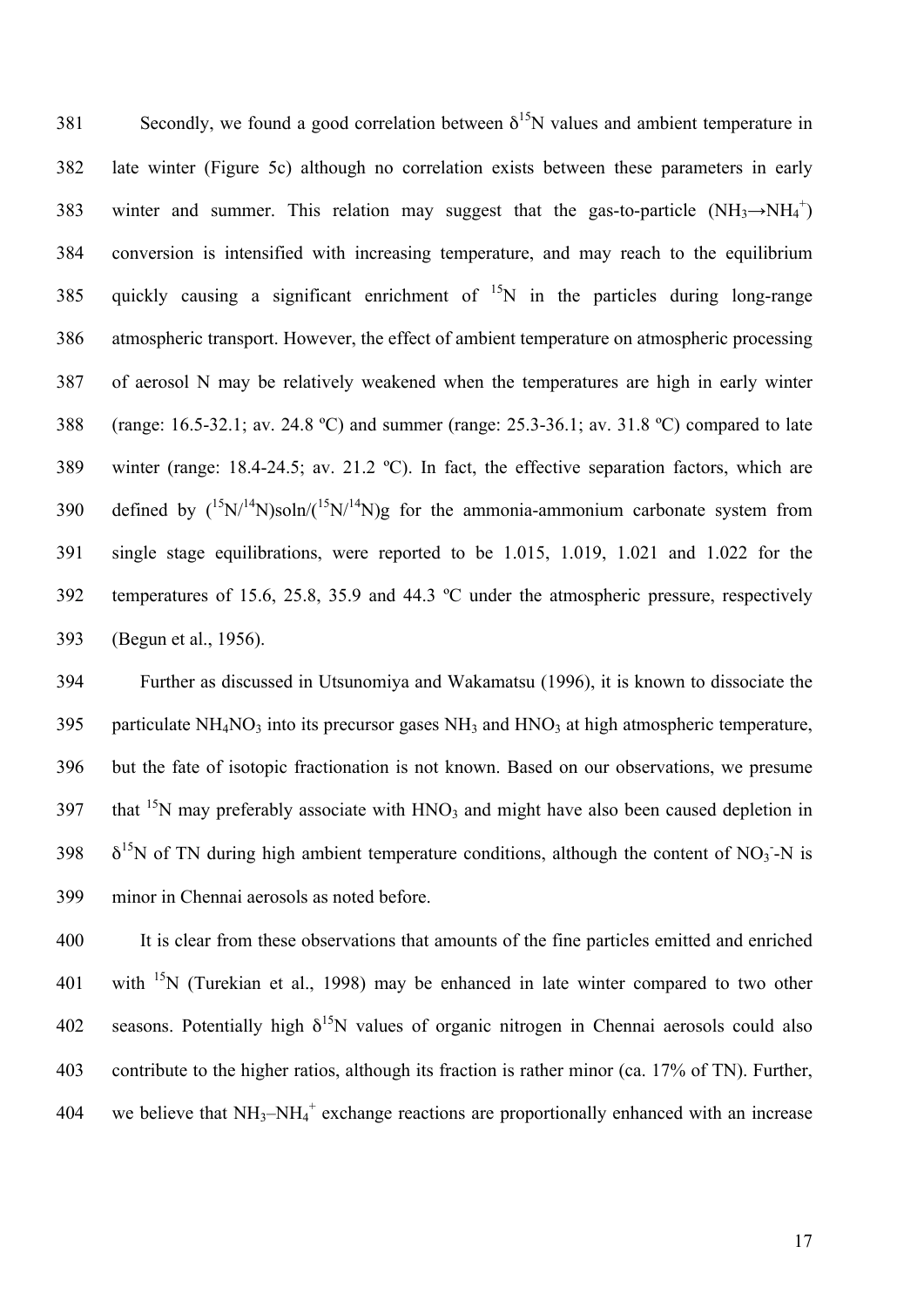Secondly, we found a good correlation between $\delta^{15}N$ values and ambient temperature in late winter (Figure 5c) although no correlation exists between these parameters in early winter and summer. This relation may suggest that the gas-to-particle ($NH_3 \rightarrow NH_4^+$) conversion is intensified with increasing temperature, and may reach to the equilibrium quickly causing a significant enrichment of $^{15}N$ in the particles during long-range atmospheric transport. However, the effect of ambient temperature on atmospheric processing of aerosol N may be relatively weakened when the temperatures are high in early winter (range: 16.5-32.1; av. 24.8 ºC) and summer (range: 25.3-36.1; av. 31.8 ºC) compared to late winter (range: 18.4-24.5; av. 21.2 ºC). In fact, the effective separation factors, which are defined by $(^{15}N/^{14}N)soln/(^{15}N/^{14}N)g$ for the ammonia-ammonium carbonate system from single stage equilibrations, were reported to be 1.015, 1.019, 1.021 and 1.022 for the temperatures of 15.6, 25.8, 35.9 and 44.3 ºC under the atmospheric pressure, respectively (Begun et al., 1956).

Further as discussed in Utsunomiya and Wakamatsu (1996), it is known to dissociate the particulate $NH_4NO_3$ into its precursor gases $NH_3$ and $HNO_3$ at high atmospheric temperature, but the fate of isotopic fractionation is not known. Based on our observations, we presume that $^{15}N$ may preferably associate with $HNO_3$ and might have also been caused depletion in $\delta^{15}N$ of TN during high ambient temperature conditions, although the content of $NO_3^-$-N is minor in Chennai aerosols as noted before.

It is clear from these observations that amounts of the fine particles emitted and enriched with $^{15}N$ (Turekian et al., 1998) may be enhanced in late winter compared to two other seasons. Potentially high $\delta^{15}N$ values of organic nitrogen in Chennai aerosols could also contribute to the higher ratios, although its fraction is rather minor (ca. 17% of TN). Further, we believe that $NH_3$–$NH_4^+$ exchange reactions are proportionally enhanced with an increase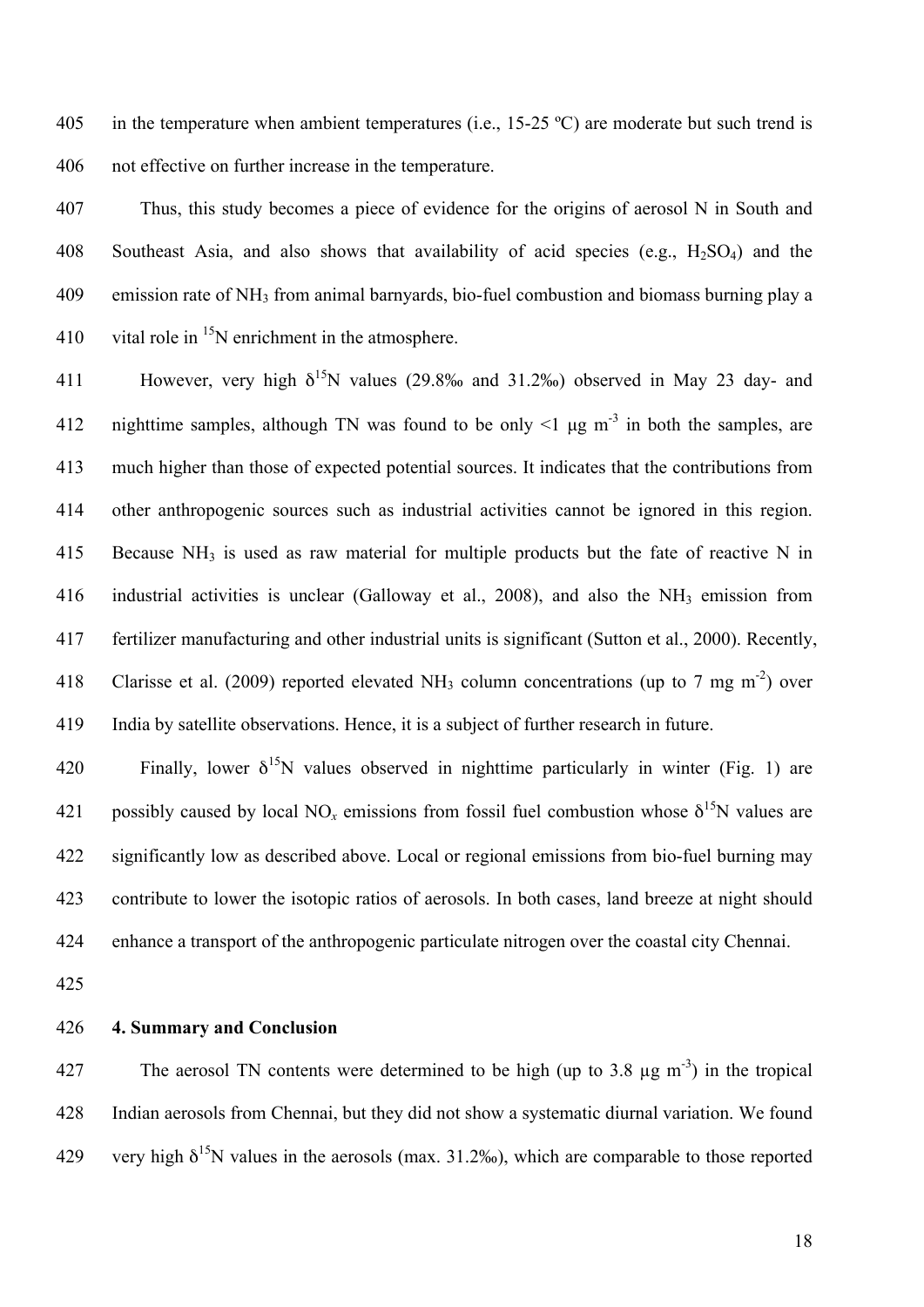in the temperature when ambient temperatures (i.e., 15-25 ºC) are moderate but such trend is not effective on further increase in the temperature.

Thus, this study becomes a piece of evidence for the origins of aerosol N in South and Southeast Asia, and also shows that availability of acid species (e.g., $H_2SO_4$) and the emission rate of $NH_3$ from animal barnyards, bio-fuel combustion and biomass burning play a vital role in $^{15}N$ enrichment in the atmosphere.

However, very high $\delta^{15}N$ values (29.8‰ and 31.2‰) observed in May 23 day- and nighttime samples, although TN was found to be only <1 μg $m^{-3}$ in both the samples, are much higher than those of expected potential sources. It indicates that the contributions from other anthropogenic sources such as industrial activities cannot be ignored in this region. Because $NH_3$ is used as raw material for multiple products but the fate of reactive N in industrial activities is unclear (Galloway et al., 2008), and also the $NH_3$ emission from fertilizer manufacturing and other industrial units is significant (Sutton et al., 2000). Recently, Clarisse et al. (2009) reported elevated $NH_3$ column concentrations (up to 7 mg $m^{-2}$) over India by satellite observations. Hence, it is a subject of further research in future.

Finally, lower $\delta^{15}N$ values observed in nighttime particularly in winter (Fig. 1) are possibly caused by local $NO_x$ emissions from fossil fuel combustion whose $\delta^{15}N$ values are significantly low as described above. Local or regional emissions from bio-fuel burning may contribute to lower the isotopic ratios of aerosols. In both cases, land breeze at night should enhance a transport of the anthropogenic particulate nitrogen over the coastal city Chennai.

## 4. Summary and Conclusion

The aerosol TN contents were determined to be high (up to 3.8 μg $m^{-3}$) in the tropical Indian aerosols from Chennai, but they did not show a systematic diurnal variation. We found very high $\delta^{15}N$ values in the aerosols (max. 31.2‰), which are comparable to those reported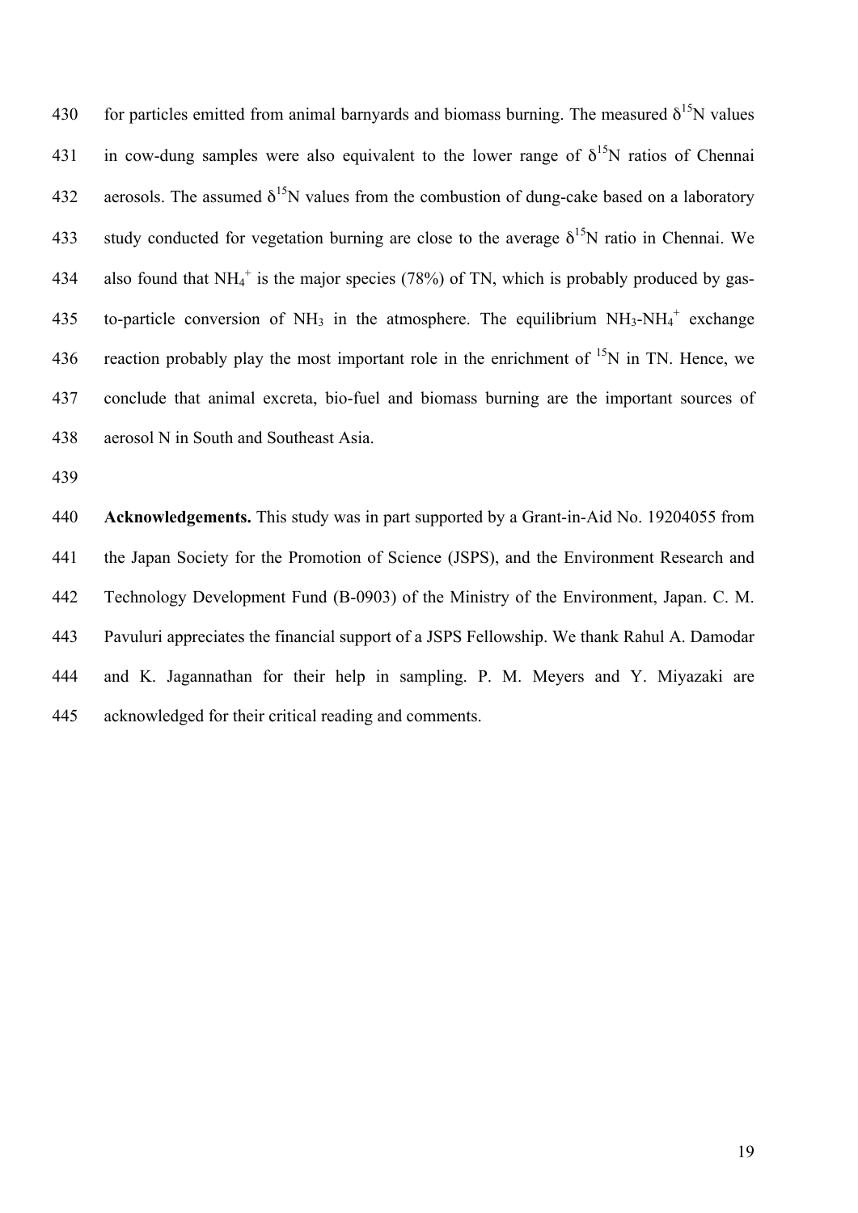for particles emitted from animal barnyards and biomass burning. The measured $\delta^{15}N$ values in cow-dung samples were also equivalent to the lower range of $\delta^{15}N$ ratios of Chennai aerosols. The assumed $\delta^{15}N$ values from the combustion of dung-cake based on a laboratory study conducted for vegetation burning are close to the average $\delta^{15}N$ ratio in Chennai. We also found that $NH_4^+$ is the major species (78%) of TN, which is probably produced by gas-to-particle conversion of $NH_3$ in the atmosphere. The equilibrium $NH_3$-$NH_4^+$ exchange reaction probably play the most important role in the enrichment of $^{15}N$ in TN. Hence, we conclude that animal excreta, bio-fuel and biomass burning are the important sources of aerosol N in South and Southeast Asia.

**Acknowledgements.** This study was in part supported by a Grant-in-Aid No. 19204055 from the Japan Society for the Promotion of Science (JSPS), and the Environment Research and Technology Development Fund (B-0903) of the Ministry of the Environment, Japan. C. M. Pavuluri appreciates the financial support of a JSPS Fellowship. We thank Rahul A. Damodar and K. Jagannathan for their help in sampling. P. M. Meyers and Y. Miyazaki are acknowledged for their critical reading and comments.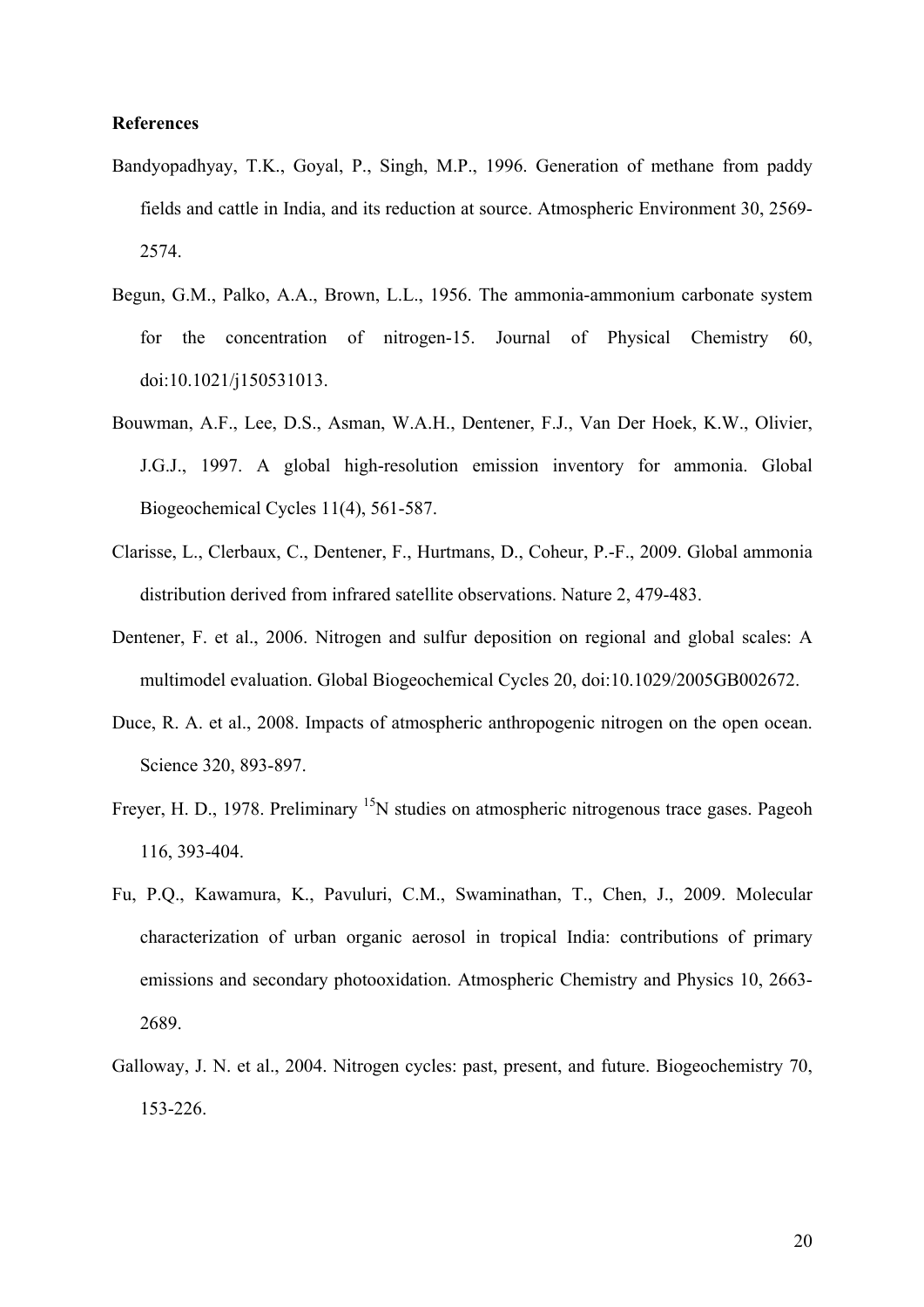**References**

Bandyopadhyay, T.K., Goyal, P., Singh, M.P., 1996. Generation of methane from paddy fields and cattle in India, and its reduction at source. Atmospheric Environment 30, 2569-2574.

Begun, G.M., Palko, A.A., Brown, L.L., 1956. The ammonia-ammonium carbonate system for the concentration of nitrogen-15. Journal of Physical Chemistry 60, doi:10.1021/j150531013.

Bouwman, A.F., Lee, D.S., Asman, W.A.H., Dentener, F.J., Van Der Hoek, K.W., Olivier, J.G.J., 1997. A global high-resolution emission inventory for ammonia. Global Biogeochemical Cycles 11(4), 561-587.

Clarisse, L., Clerbaux, C., Dentener, F., Hurtmans, D., Coheur, P.-F., 2009. Global ammonia distribution derived from infrared satellite observations. Nature 2, 479-483.

Dentener, F. et al., 2006. Nitrogen and sulfur deposition on regional and global scales: A multimodel evaluation. Global Biogeochemical Cycles 20, doi:10.1029/2005GB002672.

Duce, R. A. et al., 2008. Impacts of atmospheric anthropogenic nitrogen on the open ocean. Science 320, 893-897.

Freyer, H. D., 1978. Preliminary $^{15}N$ studies on atmospheric nitrogenous trace gases. Pageoh 116, 393-404.

Fu, P.Q., Kawamura, K., Pavuluri, C.M., Swaminathan, T., Chen, J., 2009. Molecular characterization of urban organic aerosol in tropical India: contributions of primary emissions and secondary photooxidation. Atmospheric Chemistry and Physics 10, 2663-2689.

Galloway, J. N. et al., 2004. Nitrogen cycles: past, present, and future. Biogeochemistry 70, 153-226.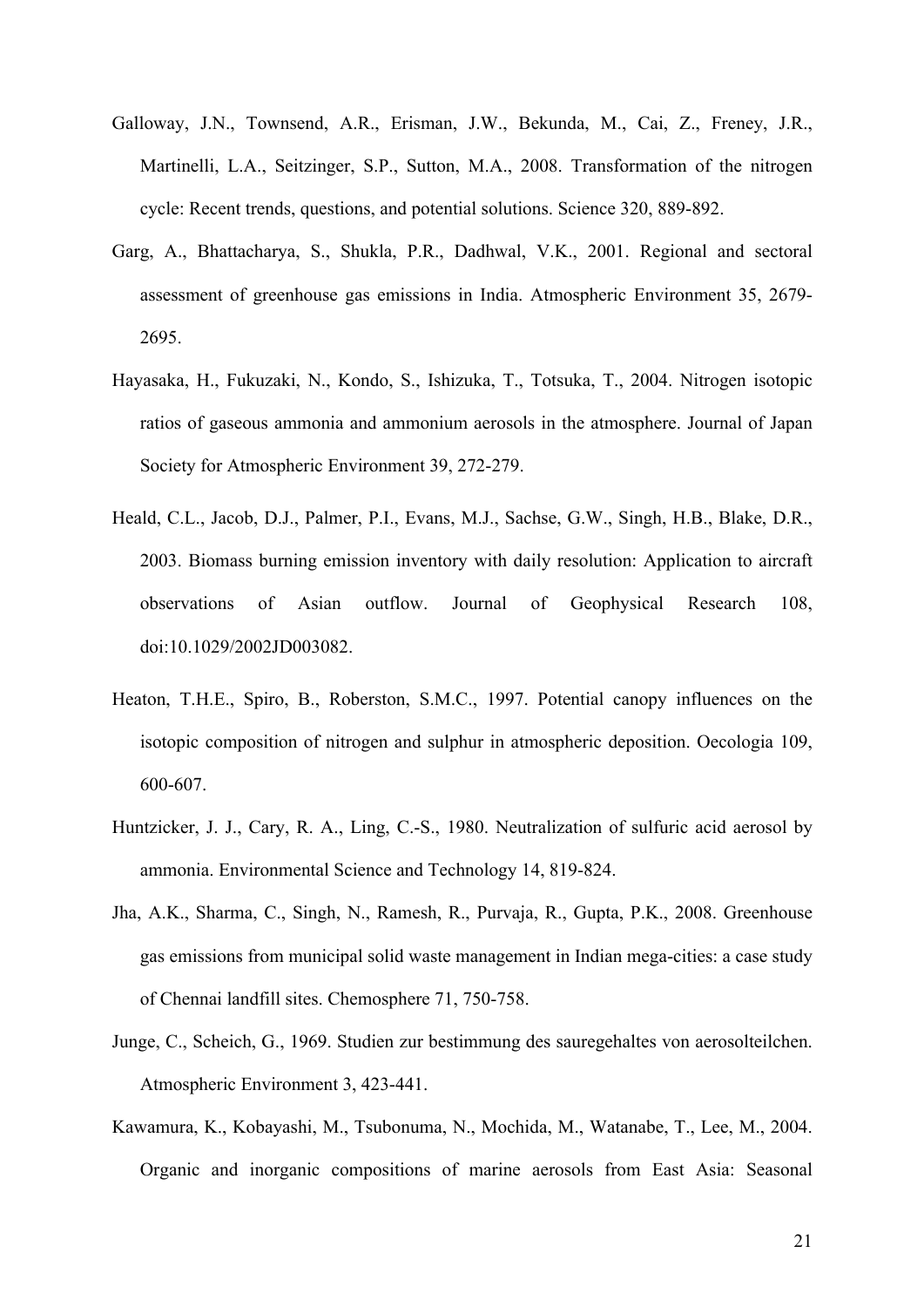Galloway, J.N., Townsend, A.R., Erisman, J.W., Bekunda, M., Cai, Z., Freney, J.R., Martinelli, L.A., Seitzinger, S.P., Sutton, M.A., 2008. Transformation of the nitrogen cycle: Recent trends, questions, and potential solutions. Science 320, 889-892.

Garg, A., Bhattacharya, S., Shukla, P.R., Dadhwal, V.K., 2001. Regional and sectoral assessment of greenhouse gas emissions in India. Atmospheric Environment 35, 2679-2695.

Hayasaka, H., Fukuzaki, N., Kondo, S., Ishizuka, T., Totsuka, T., 2004. Nitrogen isotopic ratios of gaseous ammonia and ammonium aerosols in the atmosphere. Journal of Japan Society for Atmospheric Environment 39, 272-279.

Heald, C.L., Jacob, D.J., Palmer, P.I., Evans, M.J., Sachse, G.W., Singh, H.B., Blake, D.R., 2003. Biomass burning emission inventory with daily resolution: Application to aircraft observations of Asian outflow. Journal of Geophysical Research 108, doi:10.1029/2002JD003082.

Heaton, T.H.E., Spiro, B., Roberston, S.M.C., 1997. Potential canopy influences on the isotopic composition of nitrogen and sulphur in atmospheric deposition. Oecologia 109, 600-607.

Huntzicker, J. J., Cary, R. A., Ling, C.-S., 1980. Neutralization of sulfuric acid aerosol by ammonia. Environmental Science and Technology 14, 819-824.

Jha, A.K., Sharma, C., Singh, N., Ramesh, R., Purvaja, R., Gupta, P.K., 2008. Greenhouse gas emissions from municipal solid waste management in Indian mega-cities: a case study of Chennai landfill sites. Chemosphere 71, 750-758.

Junge, C., Scheich, G., 1969. Studien zur bestimmung des sauregehaltes von aerosolteilchen. Atmospheric Environment 3, 423-441.

Kawamura, K., Kobayashi, M., Tsubonuma, N., Mochida, M., Watanabe, T., Lee, M., 2004. Organic and inorganic compositions of marine aerosols from East Asia: Seasonal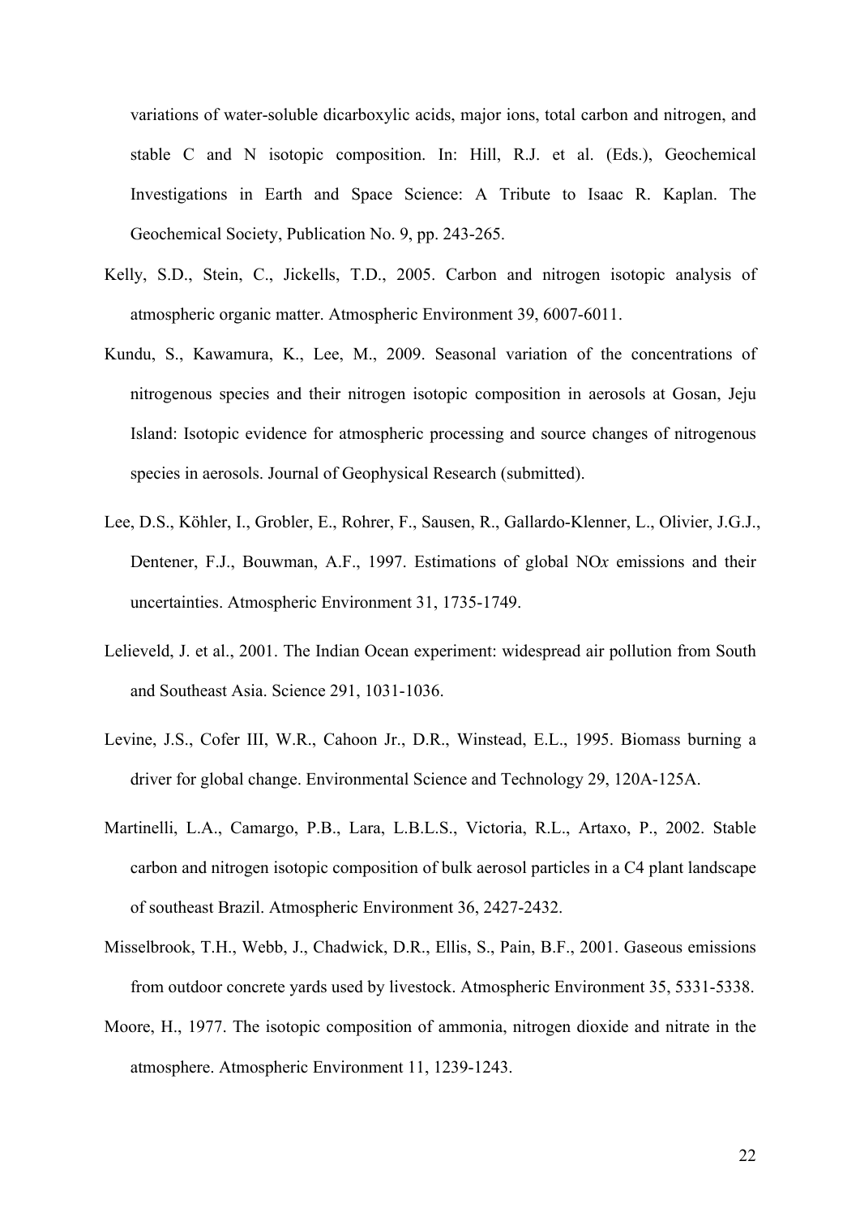variations of water-soluble dicarboxylic acids, major ions, total carbon and nitrogen, and stable C and N isotopic composition. In: Hill, R.J. et al. (Eds.), Geochemical Investigations in Earth and Space Science: A Tribute to Isaac R. Kaplan. The Geochemical Society, Publication No. 9, pp. 243-265.

Kelly, S.D., Stein, C., Jickells, T.D., 2005. Carbon and nitrogen isotopic analysis of atmospheric organic matter. Atmospheric Environment 39, 6007-6011.

Kundu, S., Kawamura, K., Lee, M., 2009. Seasonal variation of the concentrations of nitrogenous species and their nitrogen isotopic composition in aerosols at Gosan, Jeju Island: Isotopic evidence for atmospheric processing and source changes of nitrogenous species in aerosols. Journal of Geophysical Research (submitted).

Lee, D.S., Köhler, I., Grobler, E., Rohrer, F., Sausen, R., Gallardo-Klenner, L., Olivier, J.G.J., Dentener, F.J., Bouwman, A.F., 1997. Estimations of global NO*x* emissions and their uncertainties. Atmospheric Environment 31, 1735-1749.

Lelieveld, J. et al., 2001. The Indian Ocean experiment: widespread air pollution from South and Southeast Asia. Science 291, 1031-1036.

Levine, J.S., Cofer III, W.R., Cahoon Jr., D.R., Winstead, E.L., 1995. Biomass burning a driver for global change. Environmental Science and Technology 29, 120A-125A.

Martinelli, L.A., Camargo, P.B., Lara, L.B.L.S., Victoria, R.L., Artaxo, P., 2002. Stable carbon and nitrogen isotopic composition of bulk aerosol particles in a C4 plant landscape of southeast Brazil. Atmospheric Environment 36, 2427-2432.

Misselbrook, T.H., Webb, J., Chadwick, D.R., Ellis, S., Pain, B.F., 2001. Gaseous emissions from outdoor concrete yards used by livestock. Atmospheric Environment 35, 5331-5338.

Moore, H., 1977. The isotopic composition of ammonia, nitrogen dioxide and nitrate in the atmosphere. Atmospheric Environment 11, 1239-1243.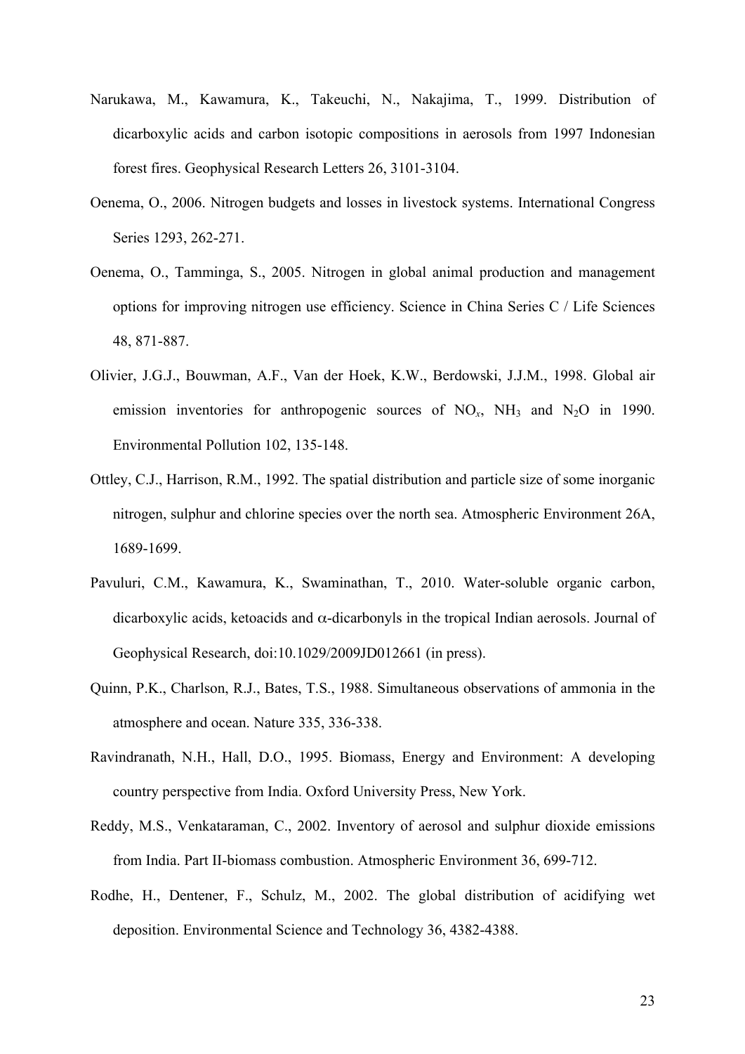Narukawa, M., Kawamura, K., Takeuchi, N., Nakajima, T., 1999. Distribution of dicarboxylic acids and carbon isotopic compositions in aerosols from 1997 Indonesian forest fires. Geophysical Research Letters 26, 3101-3104.

Oenema, O., 2006. Nitrogen budgets and losses in livestock systems. International Congress Series 1293, 262-271.

Oenema, O., Tamminga, S., 2005. Nitrogen in global animal production and management options for improving nitrogen use efficiency. Science in China Series C / Life Sciences 48, 871-887.

Olivier, J.G.J., Bouwman, A.F., Van der Hoek, K.W., Berdowski, J.J.M., 1998. Global air emission inventories for anthropogenic sources of $NO_x$, $NH_3$ and $N_2O$ in 1990. Environmental Pollution 102, 135-148.

Ottley, C.J., Harrison, R.M., 1992. The spatial distribution and particle size of some inorganic nitrogen, sulphur and chlorine species over the north sea. Atmospheric Environment 26A, 1689-1699.

Pavuluri, C.M., Kawamura, K., Swaminathan, T., 2010. Water-soluble organic carbon, dicarboxylic acids, ketoacids and $\alpha$-dicarbonyls in the tropical Indian aerosols. Journal of Geophysical Research, doi:10.1029/2009JD012661 (in press).

Quinn, P.K., Charlson, R.J., Bates, T.S., 1988. Simultaneous observations of ammonia in the atmosphere and ocean. Nature 335, 336-338.

Ravindranath, N.H., Hall, D.O., 1995. Biomass, Energy and Environment: A developing country perspective from India. Oxford University Press, New York.

Reddy, M.S., Venkataraman, C., 2002. Inventory of aerosol and sulphur dioxide emissions from India. Part II-biomass combustion. Atmospheric Environment 36, 699-712.

Rodhe, H., Dentener, F., Schulz, M., 2002. The global distribution of acidifying wet deposition. Environmental Science and Technology 36, 4382-4388.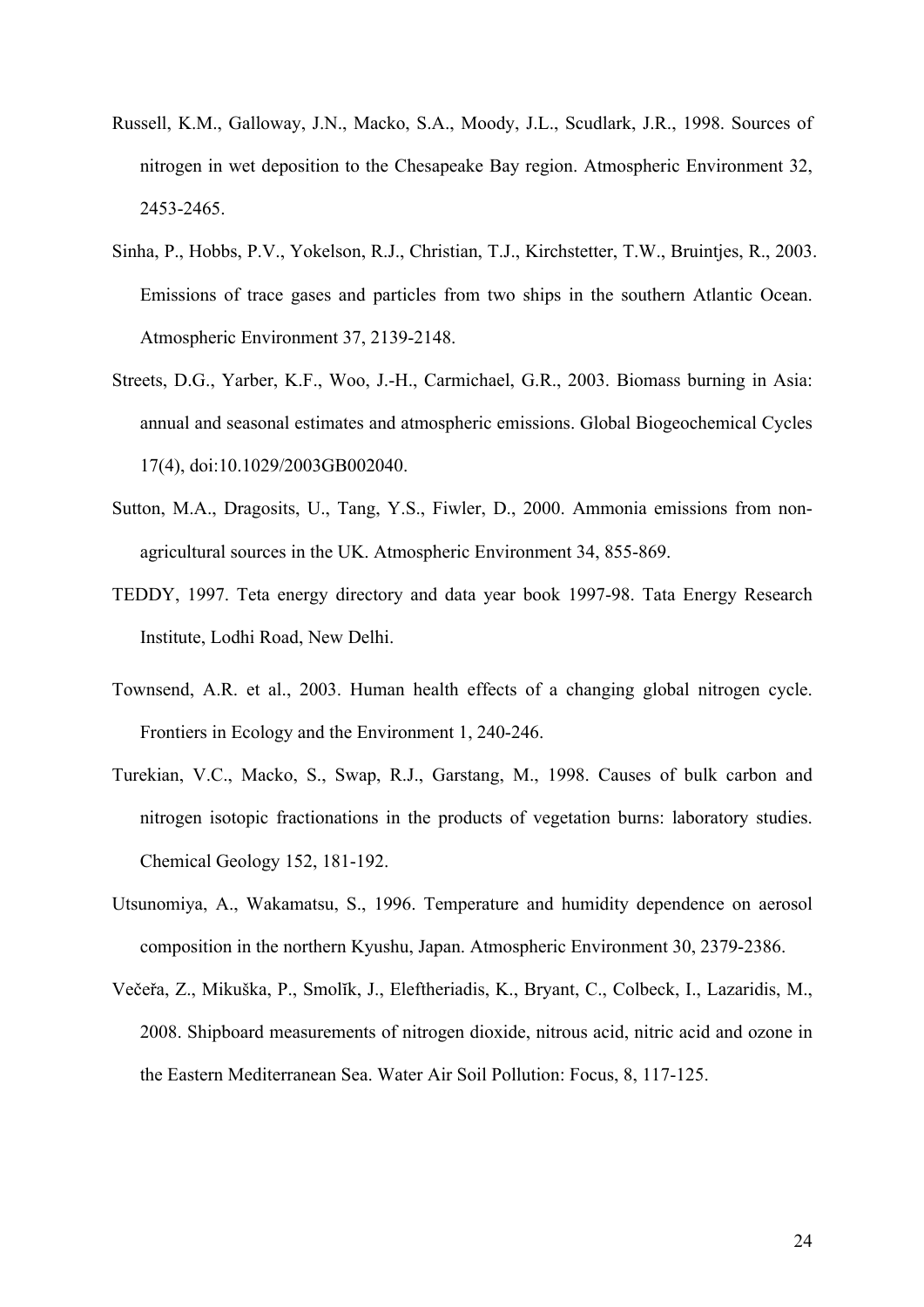Russell, K.M., Galloway, J.N., Macko, S.A., Moody, J.L., Scudlark, J.R., 1998. Sources of nitrogen in wet deposition to the Chesapeake Bay region. Atmospheric Environment 32, 2453-2465.

Sinha, P., Hobbs, P.V., Yokelson, R.J., Christian, T.J., Kirchstetter, T.W., Bruintjes, R., 2003. Emissions of trace gases and particles from two ships in the southern Atlantic Ocean. Atmospheric Environment 37, 2139-2148.

Streets, D.G., Yarber, K.F., Woo, J.-H., Carmichael, G.R., 2003. Biomass burning in Asia: annual and seasonal estimates and atmospheric emissions. Global Biogeochemical Cycles 17(4), doi:10.1029/2003GB002040.

Sutton, M.A., Dragosits, U., Tang, Y.S., Fiwler, D., 2000. Ammonia emissions from non-agricultural sources in the UK. Atmospheric Environment 34, 855-869.

TEDDY, 1997. Teta energy directory and data year book 1997-98. Tata Energy Research Institute, Lodhi Road, New Delhi.

Townsend, A.R. et al., 2003. Human health effects of a changing global nitrogen cycle. Frontiers in Ecology and the Environment 1, 240-246.

Turekian, V.C., Macko, S., Swap, R.J., Garstang, M., 1998. Causes of bulk carbon and nitrogen isotopic fractionations in the products of vegetation burns: laboratory studies. Chemical Geology 152, 181-192.

Utsunomiya, A., Wakamatsu, S., 1996. Temperature and humidity dependence on aerosol composition in the northern Kyushu, Japan. Atmospheric Environment 30, 2379-2386.

Večeřa, Z., Mikuška, P., Smolĭk, J., Eleftheriadis, K., Bryant, C., Colbeck, I., Lazaridis, M., 2008. Shipboard measurements of nitrogen dioxide, nitrous acid, nitric acid and ozone in the Eastern Mediterranean Sea. Water Air Soil Pollution: Focus, 8, 117-125.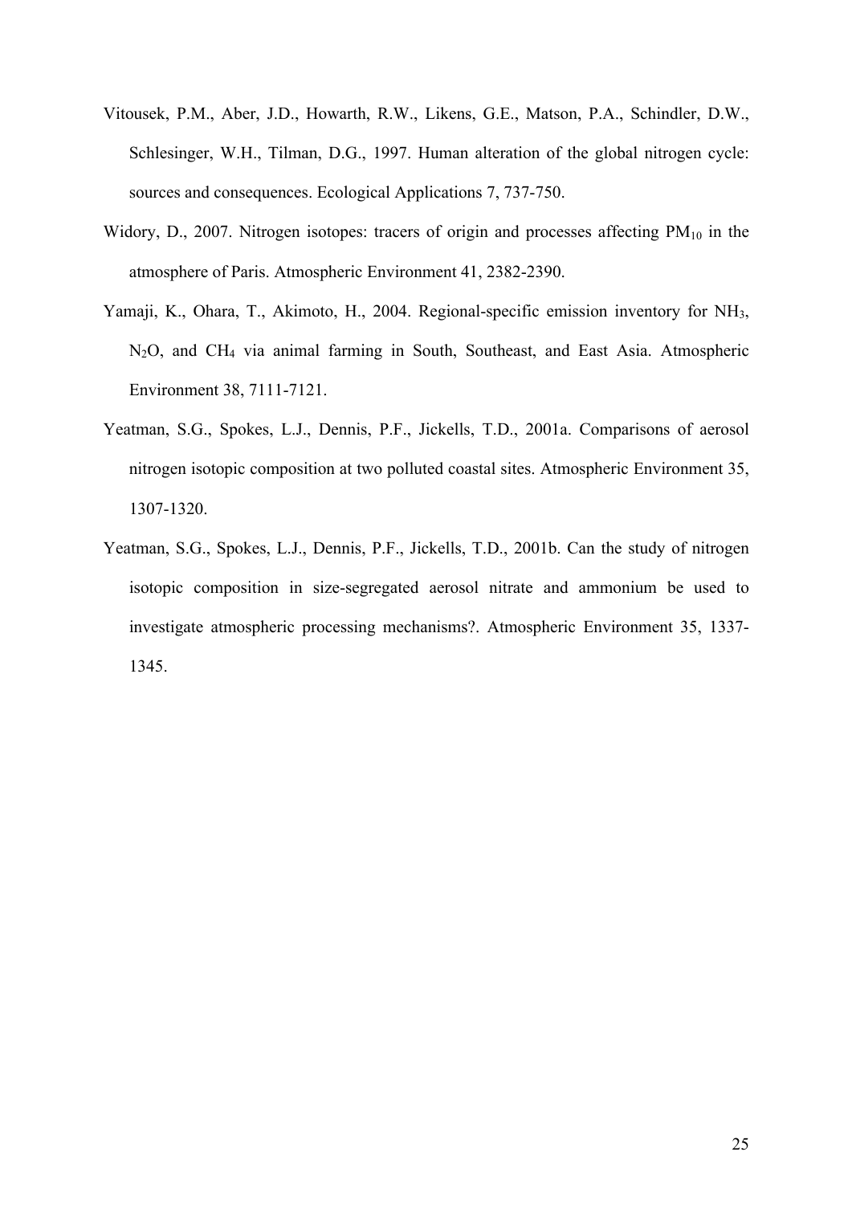Vitousek, P.M., Aber, J.D., Howarth, R.W., Likens, G.E., Matson, P.A., Schindler, D.W., Schlesinger, W.H., Tilman, D.G., 1997. Human alteration of the global nitrogen cycle: sources and consequences. Ecological Applications 7, 737-750.

Widory, D., 2007. Nitrogen isotopes: tracers of origin and processes affecting $PM_{10}$ in the atmosphere of Paris. Atmospheric Environment 41, 2382-2390.

Yamaji, K., Ohara, T., Akimoto, H., 2004. Regional-specific emission inventory for $NH_3$, $N_2O$, and $CH_4$ via animal farming in South, Southeast, and East Asia. Atmospheric Environment 38, 7111-7121.

Yeatman, S.G., Spokes, L.J., Dennis, P.F., Jickells, T.D., 2001a. Comparisons of aerosol nitrogen isotopic composition at two polluted coastal sites. Atmospheric Environment 35, 1307-1320.

Yeatman, S.G., Spokes, L.J., Dennis, P.F., Jickells, T.D., 2001b. Can the study of nitrogen isotopic composition in size-segregated aerosol nitrate and ammonium be used to investigate atmospheric processing mechanisms?. Atmospheric Environment 35, 1337-1345.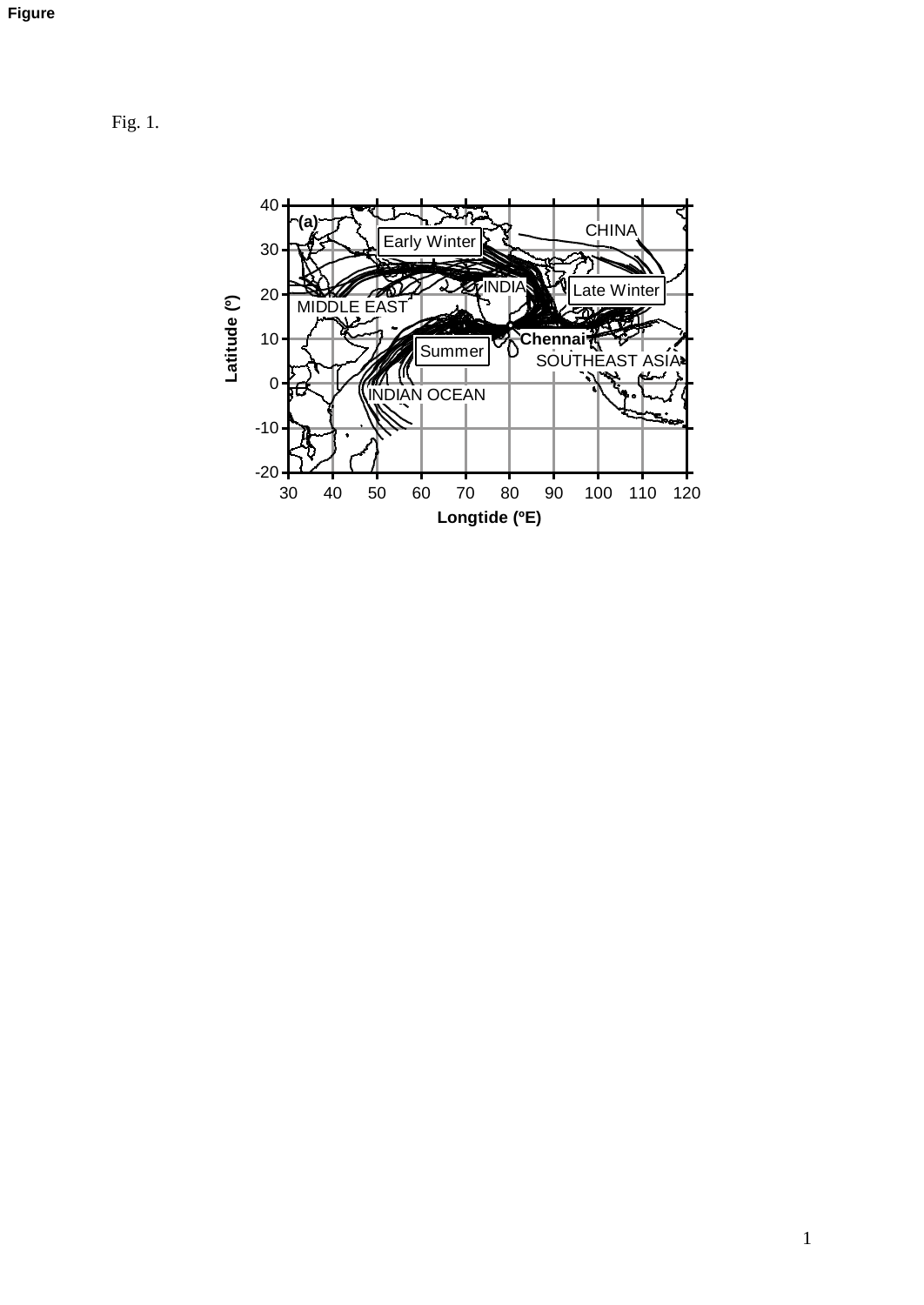Figure

Fig. 1.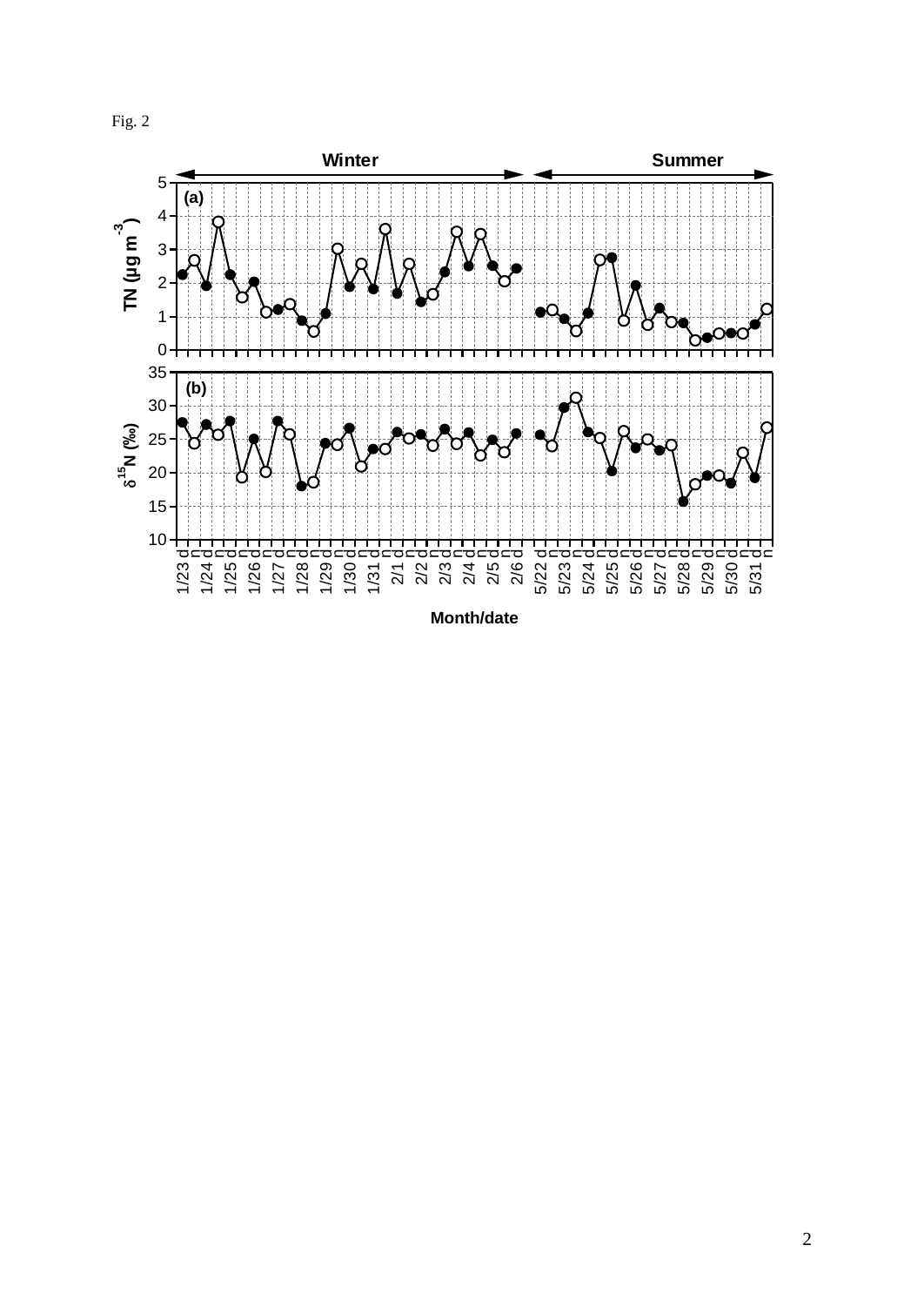Fig. 2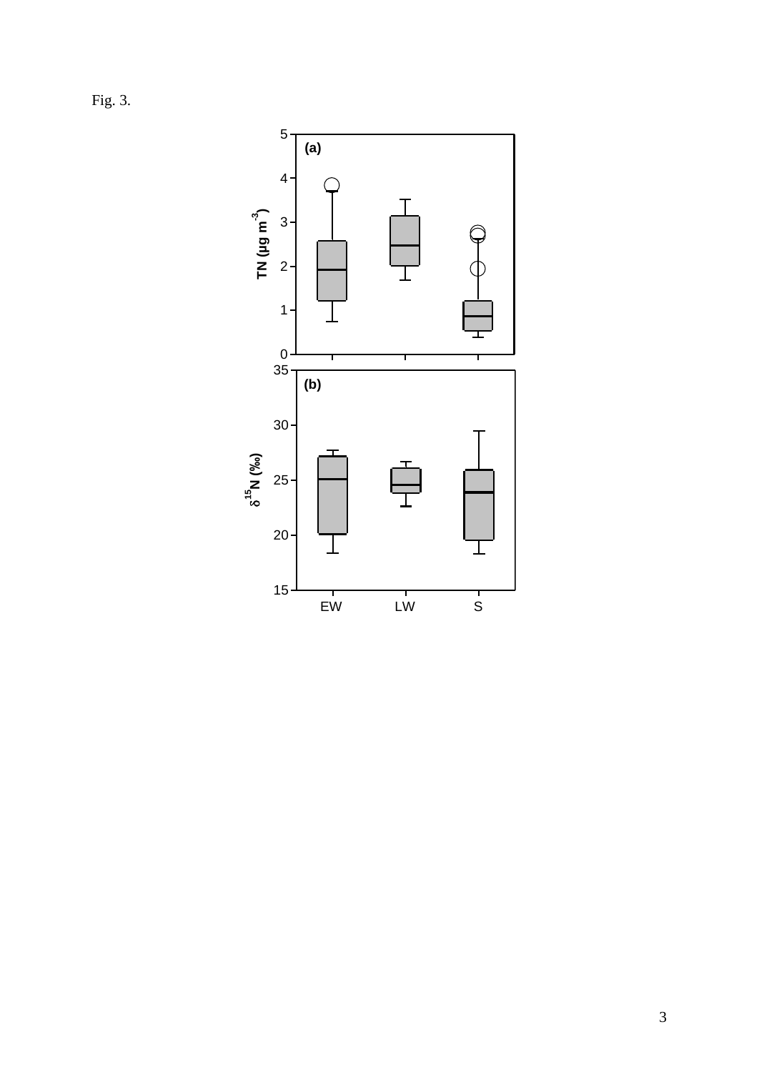Fig. 3.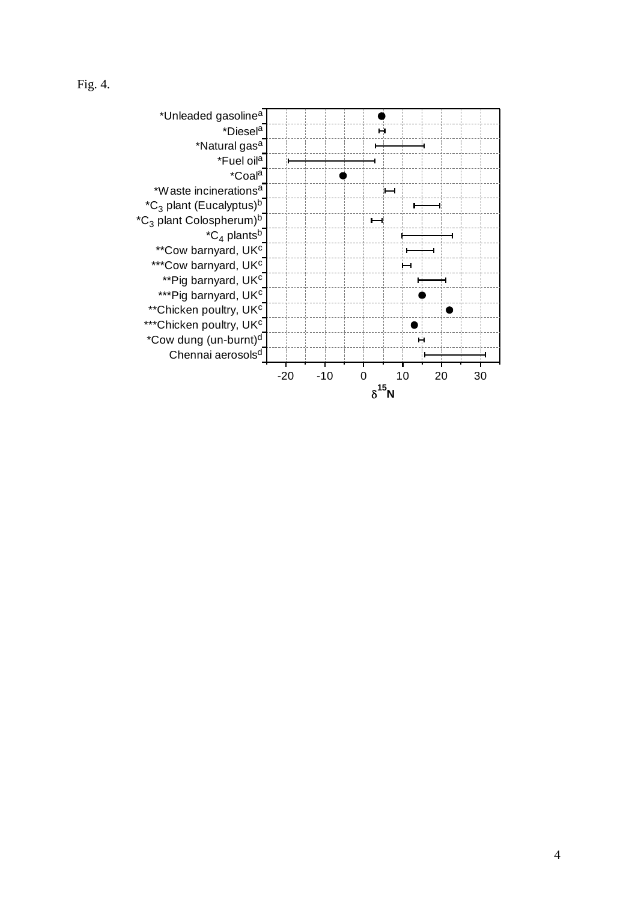Fig. 4.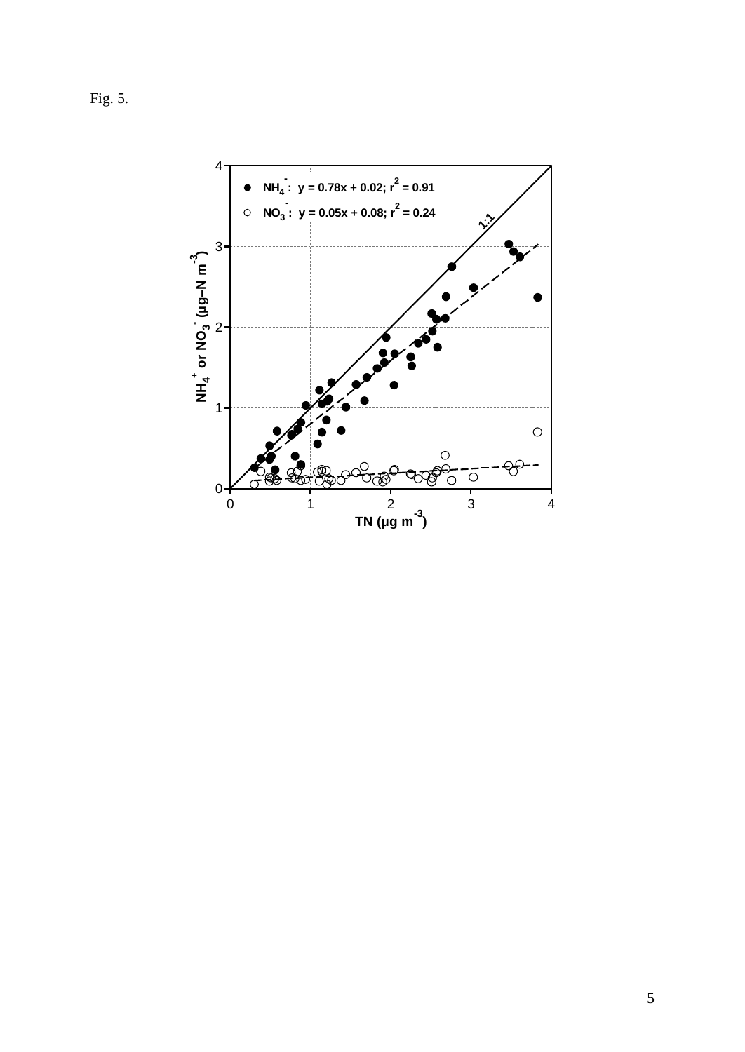Fig. 5.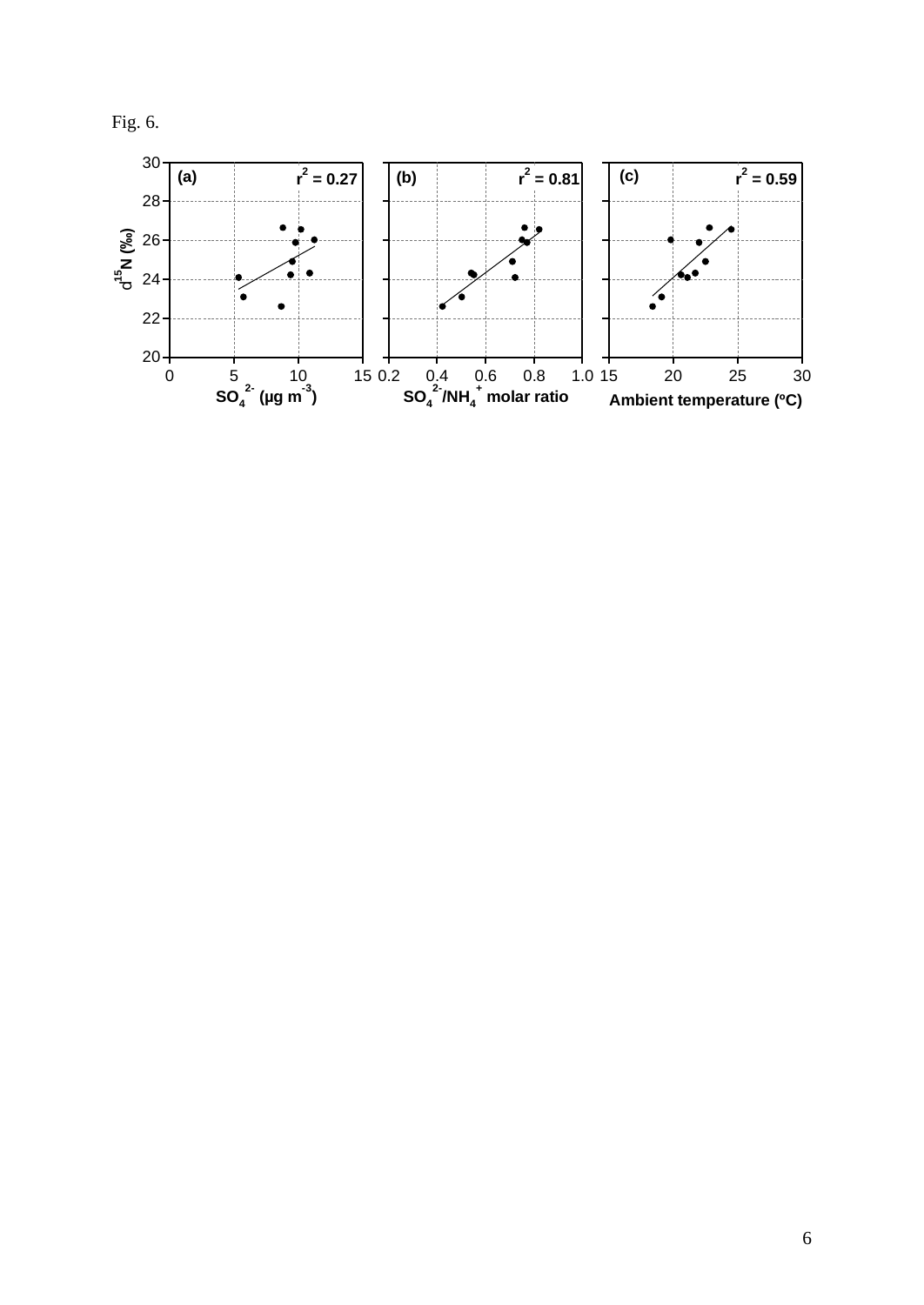Fig. 6.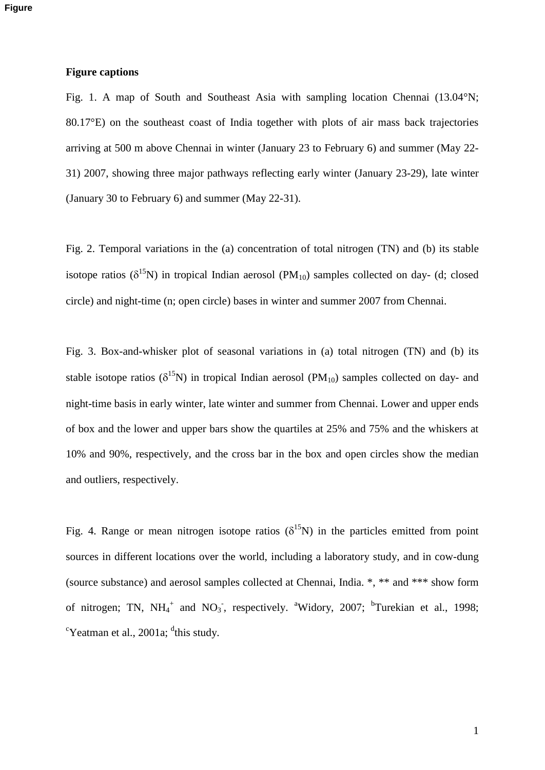## Figure captions

Fig. 1. A map of South and Southeast Asia with sampling location Chennai (13.04°N; 80.17°E) on the southeast coast of India together with plots of air mass back trajectories arriving at 500 m above Chennai in winter (January 23 to February 6) and summer (May 22-31) 2007, showing three major pathways reflecting early winter (January 23-29), late winter (January 30 to February 6) and summer (May 22-31).

Fig. 2. Temporal variations in the (a) concentration of total nitrogen (TN) and (b) its stable isotope ratios ($\delta^{15}N$) in tropical Indian aerosol ($PM_{10}$) samples collected on day- (d; closed circle) and night-time (n; open circle) bases in winter and summer 2007 from Chennai.

Fig. 3. Box-and-whisker plot of seasonal variations in (a) total nitrogen (TN) and (b) its stable isotope ratios ($\delta^{15}N$) in tropical Indian aerosol ($PM_{10}$) samples collected on day- and night-time basis in early winter, late winter and summer from Chennai. Lower and upper ends of box and the lower and upper bars show the quartiles at 25% and 75% and the whiskers at 10% and 90%, respectively, and the cross bar in the box and open circles show the median and outliers, respectively.

Fig. 4. Range or mean nitrogen isotope ratios ($\delta^{15}N$) in the particles emitted from point sources in different locations over the world, including a laboratory study, and in cow-dung (source substance) and aerosol samples collected at Chennai, India. *, ** and *** show form of nitrogen; TN, $NH_4^+$ and $NO_3^-$, respectively. [a]Widory, 2007; [b]Turekian et al., 1998; [c]Yeatman et al., 2001a; [d]this study.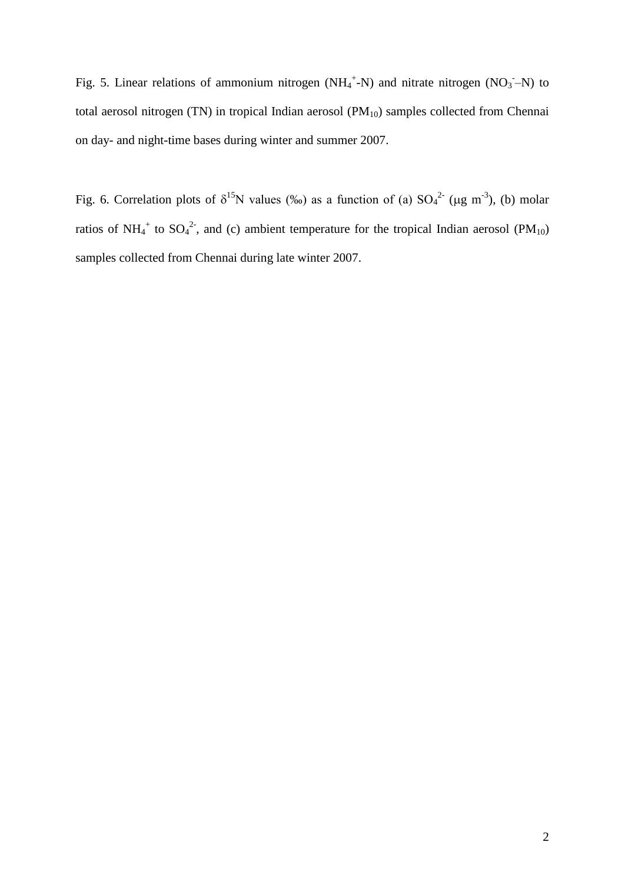Fig. 5. Linear relations of ammonium nitrogen ($NH_4^+$-N) and nitrate nitrogen ($NO_3^-$–N) to total aerosol nitrogen (TN) in tropical Indian aerosol ($PM_{10}$) samples collected from Chennai on day- and night-time bases during winter and summer 2007.

Fig. 6. Correlation plots of $\delta^{15}N$ values (‰) as a function of (a) $SO_4^{2-}$ ($\mu g\ m^{-3}$), (b) molar ratios of $NH_4^+$ to $SO_4^{2-}$, and (c) ambient temperature for the tropical Indian aerosol ($PM_{10}$) samples collected from Chennai during late winter 2007.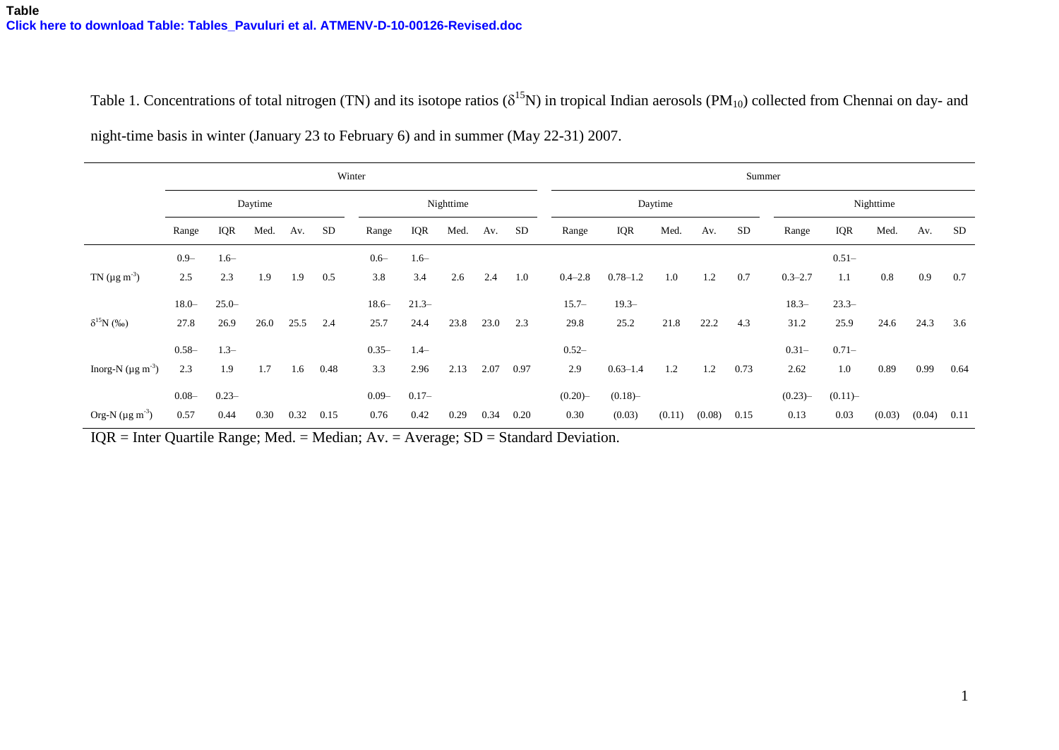Table 1. Concentrations of total nitrogen (TN) and its isotope ratios ($\delta^{15}N$) in tropical Indian aerosols ($PM_{10}$) collected from Chennai on day- and night-time basis in winter (January 23 to February 6) and in summer (May 22-31) 2007.

| | Winter | | | | | | | | | | Summer | | | | | | | | | |
|---|---|---|---|---|---|---|---|---|---|---|---|---|---|---|---|---|---|---|---|---|
| | Daytime | | | | | Nighttime | | | | | Daytime | | | | | Nighttime | | | | |
| | Range | IQR | Med. | Av. | SD | Range | IQR | Med. | Av. | SD | Range | IQR | Med. | Av. | SD | Range | IQR | Med. | Av. | SD |
| TN ($\mu g\ m^{-3}$) | 0.9–2.5 | 1.6–2.3 | 1.9 | 1.9 | 0.5 | 0.6–3.8 | 1.6–3.4 | 2.6 | 2.4 | 1.0 | 0.4–2.8 | 0.78–1.2 | 1.0 | 1.2 | 0.7 | 0.3–2.7 | 0.51–1.1 | 0.8 | 0.9 | 0.7 |
| $\delta^{15}N$ (‰) | 18.0–27.8 | 25.0–26.9 | 26.0 | 25.5 | 2.4 | 18.6–25.7 | 21.3–24.4 | 23.8 | 23.0 | 2.3 | 15.7–29.8 | 19.3–25.2 | 21.8 | 22.2 | 4.3 | 18.3–31.2 | 23.3–25.9 | 24.6 | 24.3 | 3.6 |
| Inorg-N ($\mu g\ m^{-3}$) | 0.58–2.3 | 1.3–1.9 | 1.7 | 1.6 | 0.48 | 0.35–3.3 | 1.4–2.96 | 2.13 | 2.07 | 0.97 | 0.52–2.9 | 0.63–1.4 | 1.2 | 1.2 | 0.73 | 0.31–2.62 | 0.71–1.0 | 0.89 | 0.99 | 0.64 |
| Org-N ($\mu g\ m^{-3}$) | 0.08–0.57 | 0.23–0.44 | 0.30 | 0.32 | 0.15 | 0.09–0.76 | 0.17–0.42 | 0.29 | 0.34 | 0.20 | (0.20)–0.30 | (0.18)–(0.03) | (0.11) | (0.08) | 0.15 | (0.23)–0.13 | (0.11)–0.03 | (0.03) | (0.04) | 0.11 |

IQR = Inter Quartile Range; Med. = Median; Av. = Average; SD = Standard Deviation.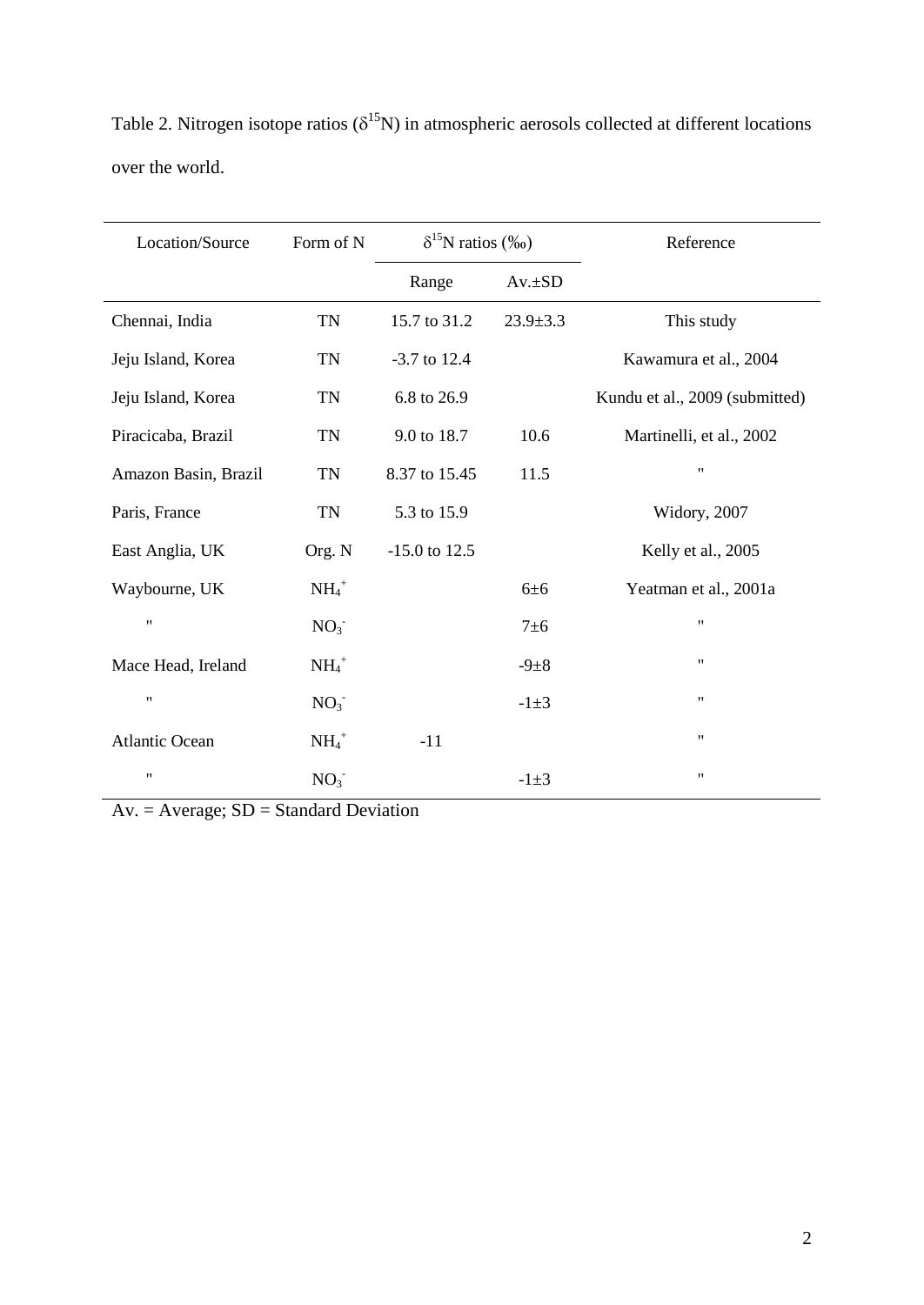Table 2. Nitrogen isotope ratios ($\delta^{15}N$) in atmospheric aerosols collected at different locations over the world.

| Location/Source | Form of N | $\delta^{15}N$ ratios (‰) | | Reference |
|---|---|---|---|---|
| | | Range | Av.±SD | |
| Chennai, India | TN | 15.7 to 31.2 | 23.9±3.3 | This study |
| Jeju Island, Korea | TN | -3.7 to 12.4 | | Kawamura et al., 2004 |
| Jeju Island, Korea | TN | 6.8 to 26.9 | | Kundu et al., 2009 (submitted) |
| Piracicaba, Brazil | TN | 9.0 to 18.7 | 10.6 | Martinelli, et al., 2002 |
| Amazon Basin, Brazil | TN | 8.37 to 15.45 | 11.5 | " |
| Paris, France | TN | 5.3 to 15.9 | | Widory, 2007 |
| East Anglia, UK | Org. N | -15.0 to 12.5 | | Kelly et al., 2005 |
| Waybourne, UK | $NH_4^+$ | | 6±6 | Yeatman et al., 2001a |
| " | $NO_3^-$ | | 7±6 | " |
| Mace Head, Ireland | $NH_4^+$ | | -9±8 | " |
| " | $NO_3^-$ | | -1±3 | " |
| Atlantic Ocean | $NH_4^+$ | -11 | | " |
| " | $NO_3^-$ | | -1±3 | " |

Av. = Average; SD = Standard Deviation